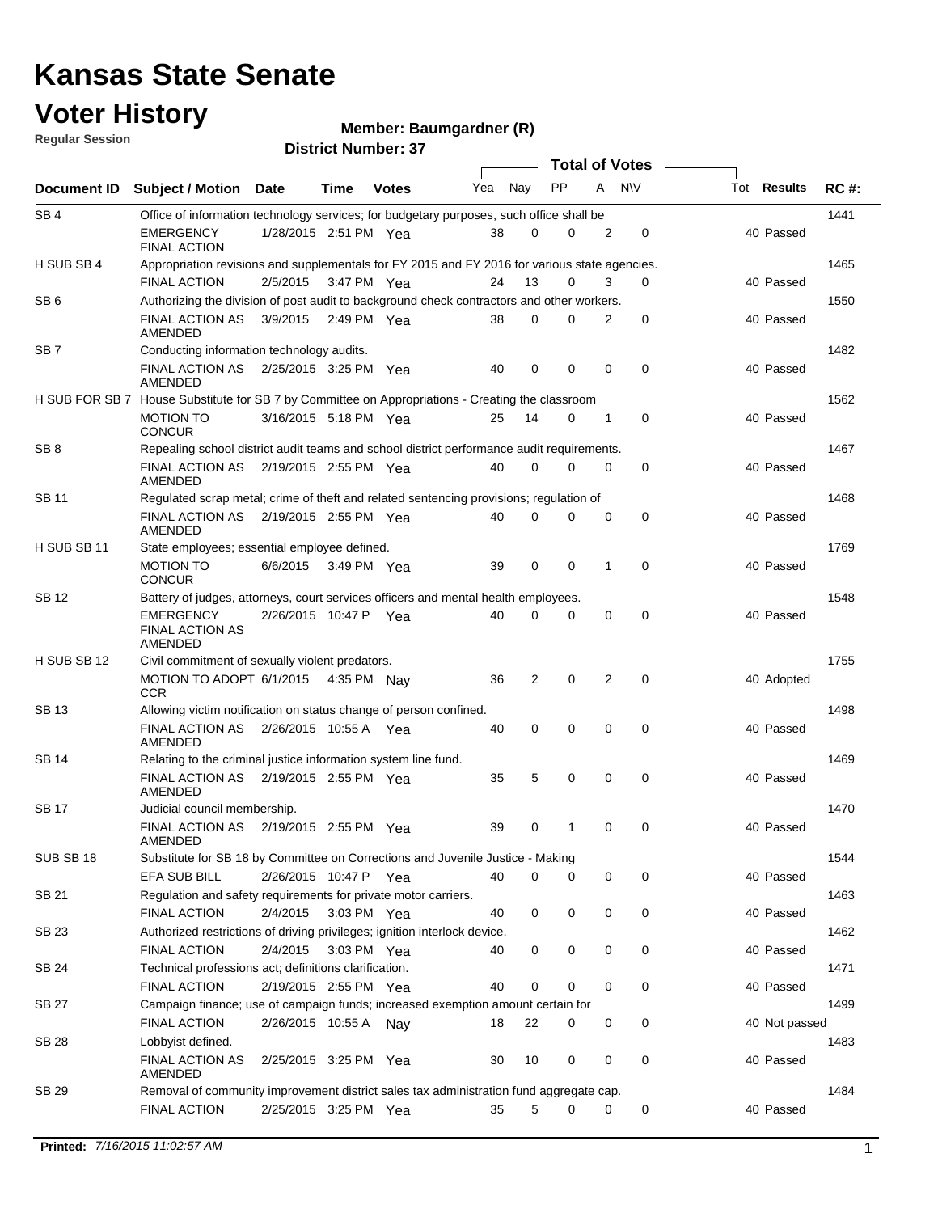# Kansas State Senate

# Voter History

**Regular Session**

**Member: Baumgardner (R)**

**District Number: 37**

| Document ID | Subject / Motion | Date | Time | Votes | Yea | Nay | PP | A | NV | Tot | Results | RC #: |
|---|---|---|---|---|---|---|---|---|---|---|---|---|
| SB 4 | Office of information technology services; for budgetary purposes, such office shall be | | | | | | | | | | | 1441 |
| | EMERGENCY FINAL ACTION | 1/28/2015 | 2:51 PM | Yea | 38 | 0 | 0 | 2 | 0 | 40 | Passed | |
| H SUB SB 4 | Appropriation revisions and supplementals for FY 2015 and FY 2016 for various state agencies. | | | | | | | | | | | 1465 |
| | FINAL ACTION | 2/5/2015 | 3:47 PM | Yea | 24 | 13 | 0 | 3 | 0 | 40 | Passed | |
| SB 6 | Authorizing the division of post audit to background check contractors and other workers. | | | | | | | | | | | 1550 |
| | FINAL ACTION AS AMENDED | 3/9/2015 | 2:49 PM | Yea | 38 | 0 | 0 | 2 | 0 | 40 | Passed | |
| SB 7 | Conducting information technology audits. | | | | | | | | | | | 1482 |
| | FINAL ACTION AS AMENDED | 2/25/2015 | 3:25 PM | Yea | 40 | 0 | 0 | 0 | 0 | 40 | Passed | |
| H SUB FOR SB 7 | House Substitute for SB 7 by Committee on Appropriations - Creating the classroom | | | | | | | | | | | 1562 |
| | MOTION TO CONCUR | 3/16/2015 | 5:18 PM | Yea | 25 | 14 | 0 | 1 | 0 | 40 | Passed | |
| SB 8 | Repealing school district audit teams and school district performance audit requirements. | | | | | | | | | | | 1467 |
| | FINAL ACTION AS AMENDED | 2/19/2015 | 2:55 PM | Yea | 40 | 0 | 0 | 0 | 0 | 40 | Passed | |
| SB 11 | Regulated scrap metal; crime of theft and related sentencing provisions; regulation of | | | | | | | | | | | 1468 |
| | FINAL ACTION AS AMENDED | 2/19/2015 | 2:55 PM | Yea | 40 | 0 | 0 | 0 | 0 | 40 | Passed | |
| H SUB SB 11 | State employees; essential employee defined. | | | | | | | | | | | 1769 |
| | MOTION TO CONCUR | 6/6/2015 | 3:49 PM | Yea | 39 | 0 | 0 | 1 | 0 | 40 | Passed | |
| SB 12 | Battery of judges, attorneys, court services officers and mental health employees. | | | | | | | | | | | 1548 |
| | EMERGENCY FINAL ACTION AS AMENDED | 2/26/2015 | 10:47 P | Yea | 40 | 0 | 0 | 0 | 0 | 40 | Passed | |
| H SUB SB 12 | Civil commitment of sexually violent predators. | | | | | | | | | | | 1755 |
| | MOTION TO ADOPT CCR | 6/1/2015 | 4:35 PM | Nay | 36 | 2 | 0 | 2 | 0 | 40 | Adopted | |
| SB 13 | Allowing victim notification on status change of person confined. | | | | | | | | | | | 1498 |
| | FINAL ACTION AS AMENDED | 2/26/2015 | 10:55 A | Yea | 40 | 0 | 0 | 0 | 0 | 40 | Passed | |
| SB 14 | Relating to the criminal justice information system line fund. | | | | | | | | | | | 1469 |
| | FINAL ACTION AS AMENDED | 2/19/2015 | 2:55 PM | Yea | 35 | 5 | 0 | 0 | 0 | 40 | Passed | |
| SB 17 | Judicial council membership. | | | | | | | | | | | 1470 |
| | FINAL ACTION AS AMENDED | 2/19/2015 | 2:55 PM | Yea | 39 | 0 | 1 | 0 | 0 | 40 | Passed | |
| SUB SB 18 | Substitute for SB 18 by Committee on Corrections and Juvenile Justice - Making | | | | | | | | | | | 1544 |
| | EFA SUB BILL | 2/26/2015 | 10:47 P | Yea | 40 | 0 | 0 | 0 | 0 | 40 | Passed | |
| SB 21 | Regulation and safety requirements for private motor carriers. | | | | | | | | | | | 1463 |
| | FINAL ACTION | 2/4/2015 | 3:03 PM | Yea | 40 | 0 | 0 | 0 | 0 | 40 | Passed | |
| SB 23 | Authorized restrictions of driving privileges; ignition interlock device. | | | | | | | | | | | 1462 |
| | FINAL ACTION | 2/4/2015 | 3:03 PM | Yea | 40 | 0 | 0 | 0 | 0 | 40 | Passed | |
| SB 24 | Technical professions act; definitions clarification. | | | | | | | | | | | 1471 |
| | FINAL ACTION | 2/19/2015 | 2:55 PM | Yea | 40 | 0 | 0 | 0 | 0 | 40 | Passed | |
| SB 27 | Campaign finance; use of campaign funds; increased exemption amount certain for | | | | | | | | | | | 1499 |
| | FINAL ACTION | 2/26/2015 | 10:55 A | Nay | 18 | 22 | 0 | 0 | 0 | 40 | Not passed | |
| SB 28 | Lobbyist defined. | | | | | | | | | | | 1483 |
| | FINAL ACTION AS AMENDED | 2/25/2015 | 3:25 PM | Yea | 30 | 10 | 0 | 0 | 0 | 40 | Passed | |
| SB 29 | Removal of community improvement district sales tax administration fund aggregate cap. | | | | | | | | | | | 1484 |
| | FINAL ACTION | 2/25/2015 | 3:25 PM | Yea | 35 | 5 | 0 | 0 | 0 | 40 | Passed | |

**Printed:** *7/16/2015 11:02:57 AM*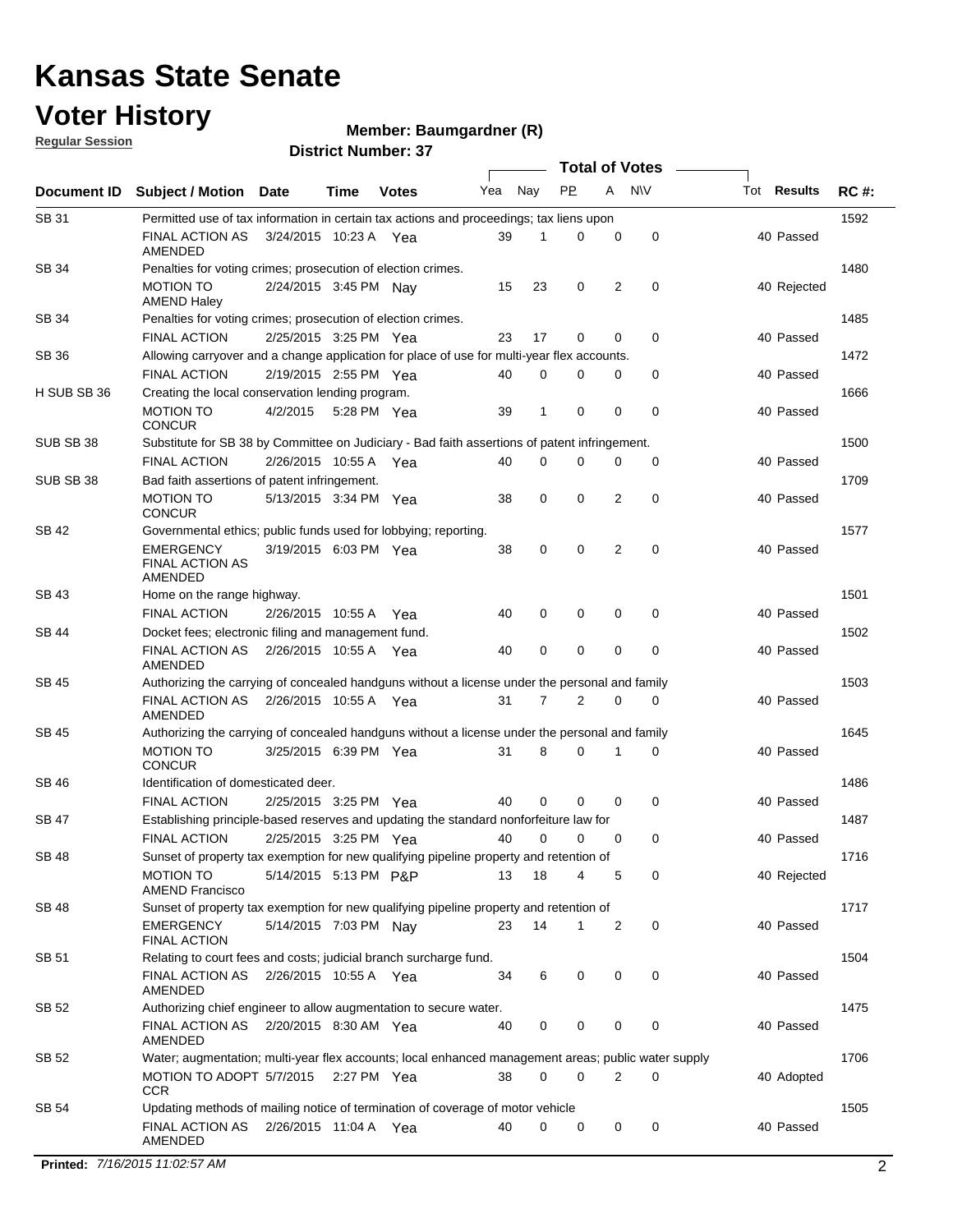# Kansas State Senate

# Voter History

**Regular Session**

**Member: Baumgardner (R)**

**District Number: 37**

| Document ID | Subject / Motion | Date | Time | Votes | Yea | Nay | PP | A | N\V | Tot | Results | RC #: |
|---|---|---|---|---|---|---|---|---|---|---|---|---|
| SB 31 | Permitted use of tax information in certain tax actions and proceedings; tax liens upon | | | | | | | | | | | 1592 |
| | FINAL ACTION AS AMENDED | 3/24/2015 | 10:23 A | Yea | 39 | 1 | 0 | 0 | 0 | 40 | Passed | |
| SB 34 | Penalties for voting crimes; prosecution of election crimes. | | | | | | | | | | | 1480 |
| | MOTION TO AMEND Haley | 2/24/2015 | 3:45 PM | Nay | 15 | 23 | 0 | 2 | 0 | 40 | Rejected | |
| SB 34 | Penalties for voting crimes; prosecution of election crimes. | | | | | | | | | | | 1485 |
| | FINAL ACTION | 2/25/2015 | 3:25 PM | Yea | 23 | 17 | 0 | 0 | 0 | 40 | Passed | |
| SB 36 | Allowing carryover and a change application for place of use for multi-year flex accounts. | | | | | | | | | | | 1472 |
| | FINAL ACTION | 2/19/2015 | 2:55 PM | Yea | 40 | 0 | 0 | 0 | 0 | 40 | Passed | |
| H SUB SB 36 | Creating the local conservation lending program. | | | | | | | | | | | 1666 |
| | MOTION TO CONCUR | 4/2/2015 | 5:28 PM | Yea | 39 | 1 | 0 | 0 | 0 | 40 | Passed | |
| SUB SB 38 | Substitute for SB 38 by Committee on Judiciary - Bad faith assertions of patent infringement. | | | | | | | | | | | 1500 |
| | FINAL ACTION | 2/26/2015 | 10:55 A | Yea | 40 | 0 | 0 | 0 | 0 | 40 | Passed | |
| SUB SB 38 | Bad faith assertions of patent infringement. | | | | | | | | | | | 1709 |
| | MOTION TO CONCUR | 5/13/2015 | 3:34 PM | Yea | 38 | 0 | 0 | 2 | 0 | 40 | Passed | |
| SB 42 | Governmental ethics; public funds used for lobbying; reporting. | | | | | | | | | | | 1577 |
| | EMERGENCY FINAL ACTION AS AMENDED | 3/19/2015 | 6:03 PM | Yea | 38 | 0 | 0 | 2 | 0 | 40 | Passed | |
| SB 43 | Home on the range highway. | | | | | | | | | | | 1501 |
| | FINAL ACTION | 2/26/2015 | 10:55 A | Yea | 40 | 0 | 0 | 0 | 0 | 40 | Passed | |
| SB 44 | Docket fees; electronic filing and management fund. | | | | | | | | | | | 1502 |
| | FINAL ACTION AS AMENDED | 2/26/2015 | 10:55 A | Yea | 40 | 0 | 0 | 0 | 0 | 40 | Passed | |
| SB 45 | Authorizing the carrying of concealed handguns without a license under the personal and family | | | | | | | | | | | 1503 |
| | FINAL ACTION AS AMENDED | 2/26/2015 | 10:55 A | Yea | 31 | 7 | 2 | 0 | 0 | 40 | Passed | |
| SB 45 | Authorizing the carrying of concealed handguns without a license under the personal and family | | | | | | | | | | | 1645 |
| | MOTION TO CONCUR | 3/25/2015 | 6:39 PM | Yea | 31 | 8 | 0 | 1 | 0 | 40 | Passed | |
| SB 46 | Identification of domesticated deer. | | | | | | | | | | | 1486 |
| | FINAL ACTION | 2/25/2015 | 3:25 PM | Yea | 40 | 0 | 0 | 0 | 0 | 40 | Passed | |
| SB 47 | Establishing principle-based reserves and updating the standard nonforfeiture law for | | | | | | | | | | | 1487 |
| | FINAL ACTION | 2/25/2015 | 3:25 PM | Yea | 40 | 0 | 0 | 0 | 0 | 40 | Passed | |
| SB 48 | Sunset of property tax exemption for new qualifying pipeline property and retention of | | | | | | | | | | | 1716 |
| | MOTION TO AMEND Francisco | 5/14/2015 | 5:13 PM | P&P | 13 | 18 | 4 | 5 | 0 | 40 | Rejected | |
| SB 48 | Sunset of property tax exemption for new qualifying pipeline property and retention of | | | | | | | | | | | 1717 |
| | EMERGENCY FINAL ACTION | 5/14/2015 | 7:03 PM | Nay | 23 | 14 | 1 | 2 | 0 | 40 | Passed | |
| SB 51 | Relating to court fees and costs; judicial branch surcharge fund. | | | | | | | | | | | 1504 |
| | FINAL ACTION AS AMENDED | 2/26/2015 | 10:55 A | Yea | 34 | 6 | 0 | 0 | 0 | 40 | Passed | |
| SB 52 | Authorizing chief engineer to allow augmentation to secure water. | | | | | | | | | | | 1475 |
| | FINAL ACTION AS AMENDED | 2/20/2015 | 8:30 AM | Yea | 40 | 0 | 0 | 0 | 0 | 40 | Passed | |
| SB 52 | Water; augmentation; multi-year flex accounts; local enhanced management areas; public water supply | | | | | | | | | | | 1706 |
| | MOTION TO ADOPT CCR | 5/7/2015 | 2:27 PM | Yea | 38 | 0 | 0 | 2 | 0 | 40 | Adopted | |
| SB 54 | Updating methods of mailing notice of termination of coverage of motor vehicle | | | | | | | | | | | 1505 |
| | FINAL ACTION AS AMENDED | 2/26/2015 | 11:04 A | Yea | 40 | 0 | 0 | 0 | 0 | 40 | Passed | |

**Printed:** *7/16/2015 11:02:57 AM*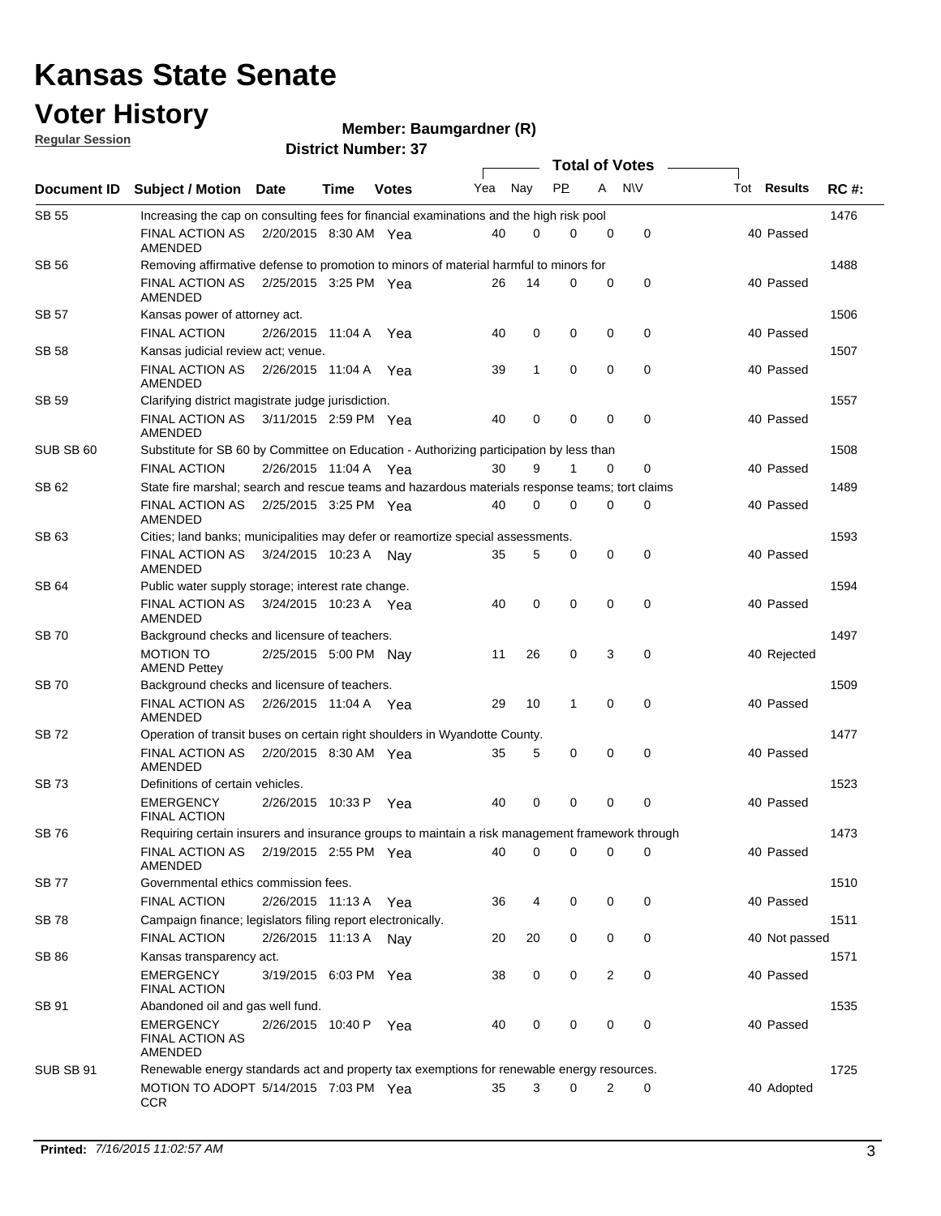# Kansas State Senate

# Voter History

**Regular Session**

**Member: Baumgardner (R)**

**District Number: 37**

| Document ID | Subject / Motion | Date | Time | Votes | Yea | Nay | PP | A | N\V | Tot | Results | RC #: |
|---|---|---|---|---|---|---|---|---|---|---|---|---|
| SB 55 | Increasing the cap on consulting fees for financial examinations and the high risk pool | | | | | | | | | | | 1476 |
| | FINAL ACTION AS AMENDED | 2/20/2015 | 8:30 AM | Yea | 40 | 0 | 0 | 0 | 0 | 40 | Passed | |
| SB 56 | Removing affirmative defense to promotion to minors of material harmful to minors for | | | | | | | | | | | 1488 |
| | FINAL ACTION AS AMENDED | 2/25/2015 | 3:25 PM | Yea | 26 | 14 | 0 | 0 | 0 | 40 | Passed | |
| SB 57 | Kansas power of attorney act. | | | | | | | | | | | 1506 |
| | FINAL ACTION | 2/26/2015 | 11:04 A | Yea | 40 | 0 | 0 | 0 | 0 | 40 | Passed | |
| SB 58 | Kansas judicial review act; venue. | | | | | | | | | | | 1507 |
| | FINAL ACTION AS AMENDED | 2/26/2015 | 11:04 A | Yea | 39 | 1 | 0 | 0 | 0 | 40 | Passed | |
| SB 59 | Clarifying district magistrate judge jurisdiction. | | | | | | | | | | | 1557 |
| | FINAL ACTION AS AMENDED | 3/11/2015 | 2:59 PM | Yea | 40 | 0 | 0 | 0 | 0 | 40 | Passed | |
| SUB SB 60 | Substitute for SB 60 by Committee on Education - Authorizing participation by less than | | | | | | | | | | | 1508 |
| | FINAL ACTION | 2/26/2015 | 11:04 A | Yea | 30 | 9 | 1 | 0 | 0 | 40 | Passed | |
| SB 62 | State fire marshal; search and rescue teams and hazardous materials response teams; tort claims | | | | | | | | | | | 1489 |
| | FINAL ACTION AS AMENDED | 2/25/2015 | 3:25 PM | Yea | 40 | 0 | 0 | 0 | 0 | 40 | Passed | |
| SB 63 | Cities; land banks; municipalities may defer or reamortize special assessments. | | | | | | | | | | | 1593 |
| | FINAL ACTION AS AMENDED | 3/24/2015 | 10:23 A | Nay | 35 | 5 | 0 | 0 | 0 | 40 | Passed | |
| SB 64 | Public water supply storage; interest rate change. | | | | | | | | | | | 1594 |
| | FINAL ACTION AS AMENDED | 3/24/2015 | 10:23 A | Yea | 40 | 0 | 0 | 0 | 0 | 40 | Passed | |
| SB 70 | Background checks and licensure of teachers. | | | | | | | | | | | 1497 |
| | MOTION TO AMEND Pettey | 2/25/2015 | 5:00 PM | Nay | 11 | 26 | 0 | 3 | 0 | 40 | Rejected | |
| SB 70 | Background checks and licensure of teachers. | | | | | | | | | | | 1509 |
| | FINAL ACTION AS AMENDED | 2/26/2015 | 11:04 A | Yea | 29 | 10 | 1 | 0 | 0 | 40 | Passed | |
| SB 72 | Operation of transit buses on certain right shoulders in Wyandotte County. | | | | | | | | | | | 1477 |
| | FINAL ACTION AS AMENDED | 2/20/2015 | 8:30 AM | Yea | 35 | 5 | 0 | 0 | 0 | 40 | Passed | |
| SB 73 | Definitions of certain vehicles. | | | | | | | | | | | 1523 |
| | EMERGENCY FINAL ACTION | 2/26/2015 | 10:33 P | Yea | 40 | 0 | 0 | 0 | 0 | 40 | Passed | |
| SB 76 | Requiring certain insurers and insurance groups to maintain a risk management framework through | | | | | | | | | | | 1473 |
| | FINAL ACTION AS AMENDED | 2/19/2015 | 2:55 PM | Yea | 40 | 0 | 0 | 0 | 0 | 40 | Passed | |
| SB 77 | Governmental ethics commission fees. | | | | | | | | | | | 1510 |
| | FINAL ACTION | 2/26/2015 | 11:13 A | Yea | 36 | 4 | 0 | 0 | 0 | 40 | Passed | |
| SB 78 | Campaign finance; legislators filing report electronically. | | | | | | | | | | | 1511 |
| | FINAL ACTION | 2/26/2015 | 11:13 A | Nay | 20 | 20 | 0 | 0 | 0 | 40 | Not passed | |
| SB 86 | Kansas transparency act. | | | | | | | | | | | 1571 |
| | EMERGENCY FINAL ACTION | 3/19/2015 | 6:03 PM | Yea | 38 | 0 | 0 | 2 | 0 | 40 | Passed | |
| SB 91 | Abandoned oil and gas well fund. | | | | | | | | | | | 1535 |
| | EMERGENCY FINAL ACTION AS AMENDED | 2/26/2015 | 10:40 P | Yea | 40 | 0 | 0 | 0 | 0 | 40 | Passed | |
| SUB SB 91 | Renewable energy standards act and property tax exemptions for renewable energy resources. | | | | | | | | | | | 1725 |
| | MOTION TO ADOPT CCR | 5/14/2015 | 7:03 PM | Yea | 35 | 3 | 0 | 2 | 0 | 40 | Adopted | |

**Printed:** *7/16/2015 11:02:57 AM*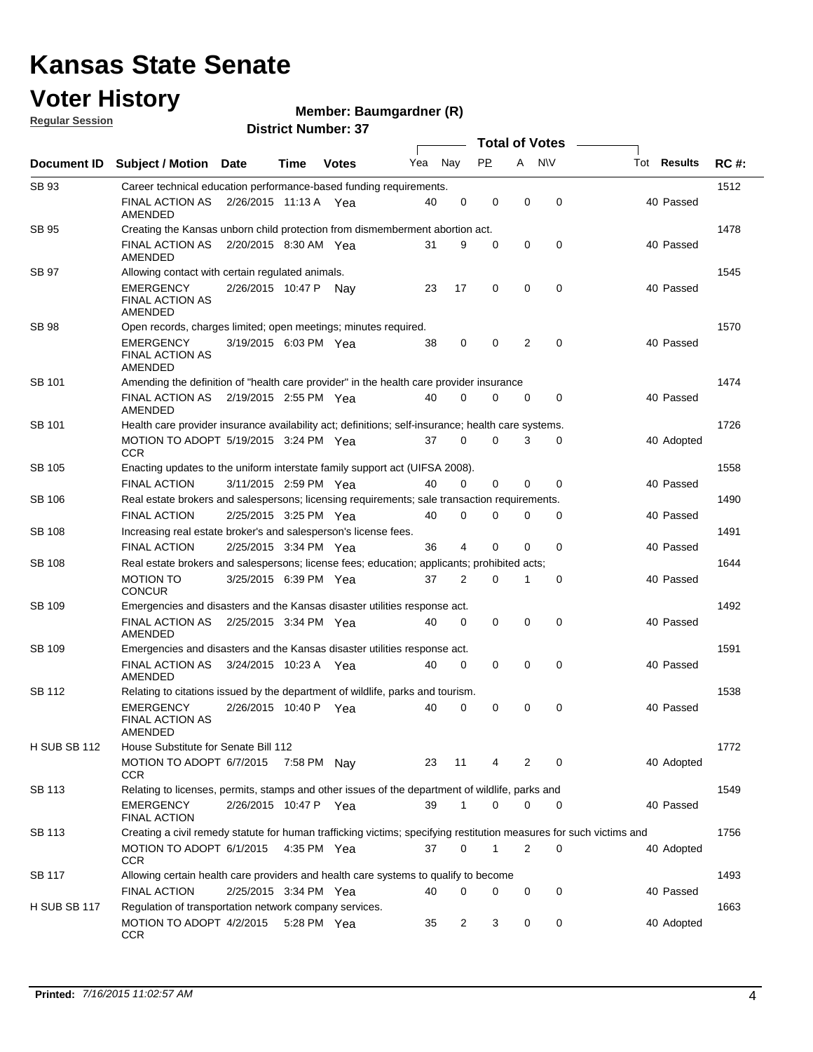# Kansas State Senate

# Voter History

**Regular Session**

**Member: Baumgardner (R)**

**District Number: 37**

| Document ID | Subject / Motion | Date | Time | Votes | Yea | Nay | PP | A | N\V | Tot | Results | RC #: |
|---|---|---|---|---|---|---|---|---|---|---|---|---|
| SB 93 | Career technical education performance-based funding requirements. | | | | | | | | | | | 1512 |
| | FINAL ACTION AS AMENDED | 2/26/2015 | 11:13 A | Yea | 40 | 0 | 0 | 0 | 0 | 40 | Passed | |
| SB 95 | Creating the Kansas unborn child protection from dismemberment abortion act. | | | | | | | | | | | 1478 |
| | FINAL ACTION AS AMENDED | 2/20/2015 | 8:30 AM | Yea | 31 | 9 | 0 | 0 | 0 | 40 | Passed | |
| SB 97 | Allowing contact with certain regulated animals. | | | | | | | | | | | 1545 |
| | EMERGENCY FINAL ACTION AS AMENDED | 2/26/2015 | 10:47 P | Nay | 23 | 17 | 0 | 0 | 0 | 40 | Passed | |
| SB 98 | Open records, charges limited; open meetings; minutes required. | | | | | | | | | | | 1570 |
| | EMERGENCY FINAL ACTION AS AMENDED | 3/19/2015 | 6:03 PM | Yea | 38 | 0 | 0 | 2 | 0 | 40 | Passed | |
| SB 101 | Amending the definition of "health care provider" in the health care provider insurance | | | | | | | | | | | 1474 |
| | FINAL ACTION AS AMENDED | 2/19/2015 | 2:55 PM | Yea | 40 | 0 | 0 | 0 | 0 | 40 | Passed | |
| SB 101 | Health care provider insurance availability act; definitions; self-insurance; health care systems. | | | | | | | | | | | 1726 |
| | MOTION TO ADOPT CCR | 5/19/2015 | 3:24 PM | Yea | 37 | 0 | 0 | 3 | 0 | 40 | Adopted | |
| SB 105 | Enacting updates to the uniform interstate family support act (UIFSA 2008). | | | | | | | | | | | 1558 |
| | FINAL ACTION | 3/11/2015 | 2:59 PM | Yea | 40 | 0 | 0 | 0 | 0 | 40 | Passed | |
| SB 106 | Real estate brokers and salespersons; licensing requirements; sale transaction requirements. | | | | | | | | | | | 1490 |
| | FINAL ACTION | 2/25/2015 | 3:25 PM | Yea | 40 | 0 | 0 | 0 | 0 | 40 | Passed | |
| SB 108 | Increasing real estate broker's and salesperson's license fees. | | | | | | | | | | | 1491 |
| | FINAL ACTION | 2/25/2015 | 3:34 PM | Yea | 36 | 4 | 0 | 0 | 0 | 40 | Passed | |
| SB 108 | Real estate brokers and salespersons; license fees; education; applicants; prohibited acts; | | | | | | | | | | | 1644 |
| | MOTION TO CONCUR | 3/25/2015 | 6:39 PM | Yea | 37 | 2 | 0 | 1 | 0 | 40 | Passed | |
| SB 109 | Emergencies and disasters and the Kansas disaster utilities response act. | | | | | | | | | | | 1492 |
| | FINAL ACTION AS AMENDED | 2/25/2015 | 3:34 PM | Yea | 40 | 0 | 0 | 0 | 0 | 40 | Passed | |
| SB 109 | Emergencies and disasters and the Kansas disaster utilities response act. | | | | | | | | | | | 1591 |
| | FINAL ACTION AS AMENDED | 3/24/2015 | 10:23 A | Yea | 40 | 0 | 0 | 0 | 0 | 40 | Passed | |
| SB 112 | Relating to citations issued by the department of wildlife, parks and tourism. | | | | | | | | | | | 1538 |
| | EMERGENCY FINAL ACTION AS AMENDED | 2/26/2015 | 10:40 P | Yea | 40 | 0 | 0 | 0 | 0 | 40 | Passed | |
| H SUB SB 112 | House Substitute for Senate Bill 112 | | | | | | | | | | | 1772 |
| | MOTION TO ADOPT CCR | 6/7/2015 | 7:58 PM | Nay | 23 | 11 | 4 | 2 | 0 | 40 | Adopted | |
| SB 113 | Relating to licenses, permits, stamps and other issues of the department of wildlife, parks and | | | | | | | | | | | 1549 |
| | EMERGENCY FINAL ACTION | 2/26/2015 | 10:47 P | Yea | 39 | 1 | 0 | 0 | 0 | 40 | Passed | |
| SB 113 | Creating a civil remedy statute for human trafficking victims; specifying restitution measures for such victims and | | | | | | | | | | | 1756 |
| | MOTION TO ADOPT CCR | 6/1/2015 | 4:35 PM | Yea | 37 | 0 | 1 | 2 | 0 | 40 | Adopted | |
| SB 117 | Allowing certain health care providers and health care systems to qualify to become | | | | | | | | | | | 1493 |
| | FINAL ACTION | 2/25/2015 | 3:34 PM | Yea | 40 | 0 | 0 | 0 | 0 | 40 | Passed | |
| H SUB SB 117 | Regulation of transportation network company services. | | | | | | | | | | | 1663 |
| | MOTION TO ADOPT CCR | 4/2/2015 | 5:28 PM | Yea | 35 | 2 | 3 | 0 | 0 | 40 | Adopted | |

**Printed:** *7/16/2015 11:02:57 AM*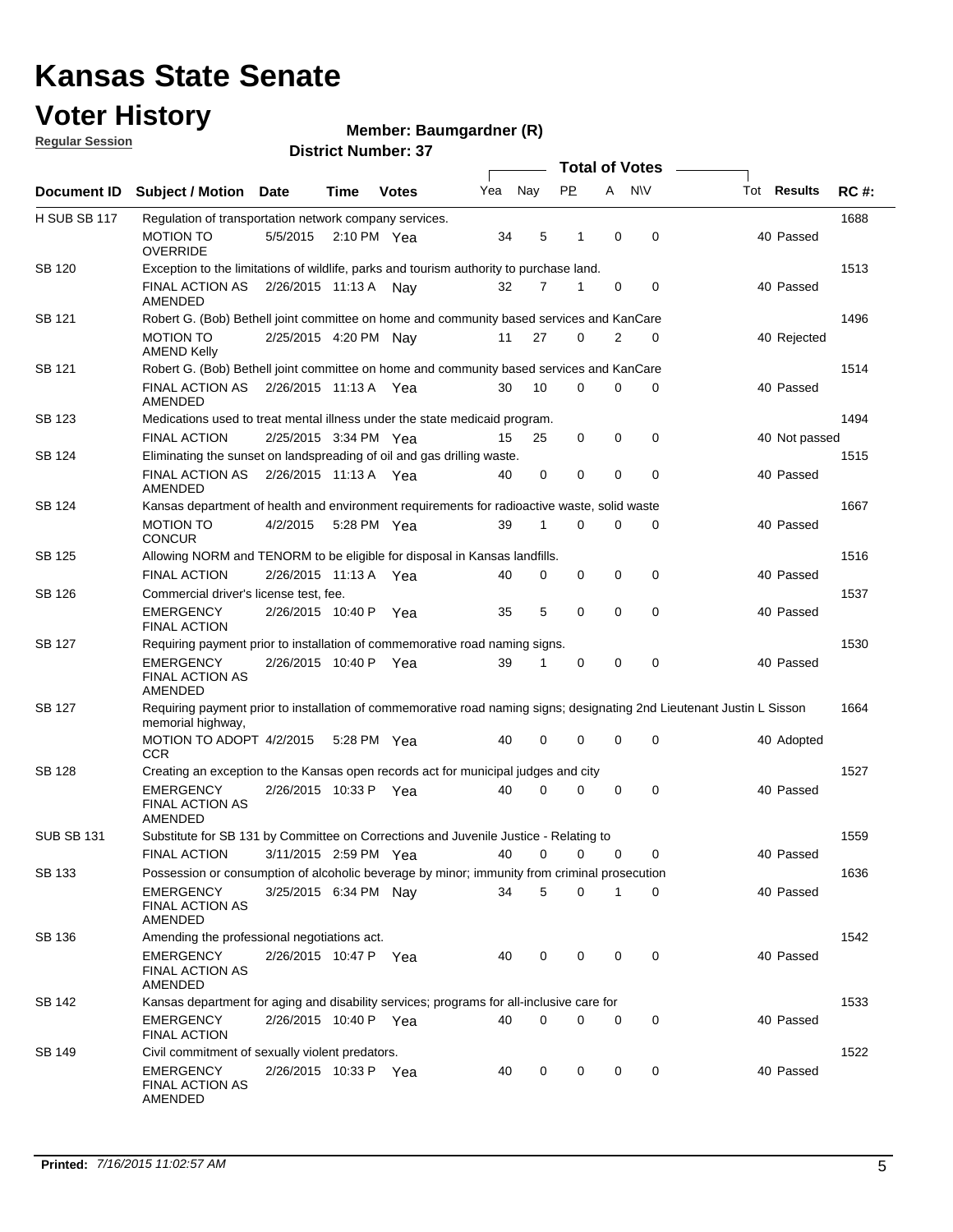# Kansas State Senate

# Voter History

**Regular Session**

**Member: Baumgardner (R)**

**District Number: 37**

| Document ID | Subject / Motion | Date | Time | Votes | Yea | Nay | PP | A | N\V | Tot | Results | RC #: |
|---|---|---|---|---|---|---|---|---|---|---|---|---|
| H SUB SB 117 | Regulation of transportation network company services. | | | | | | | | | | | 1688 |
| | MOTION TO OVERRIDE | 5/5/2015 | 2:10 PM | Yea | 34 | 5 | 1 | 0 | 0 | 40 | Passed | |
| SB 120 | Exception to the limitations of wildlife, parks and tourism authority to purchase land. | | | | | | | | | | | 1513 |
| | FINAL ACTION AS AMENDED | 2/26/2015 | 11:13 A | Nay | 32 | 7 | 1 | 0 | 0 | 40 | Passed | |
| SB 121 | Robert G. (Bob) Bethell joint committee on home and community based services and KanCare | | | | | | | | | | | 1496 |
| | MOTION TO AMEND Kelly | 2/25/2015 | 4:20 PM | Nay | 11 | 27 | 0 | 2 | 0 | 40 | Rejected | |
| SB 121 | Robert G. (Bob) Bethell joint committee on home and community based services and KanCare | | | | | | | | | | | 1514 |
| | FINAL ACTION AS AMENDED | 2/26/2015 | 11:13 A | Yea | 30 | 10 | 0 | 0 | 0 | 40 | Passed | |
| SB 123 | Medications used to treat mental illness under the state medicaid program. | | | | | | | | | | | 1494 |
| | FINAL ACTION | 2/25/2015 | 3:34 PM | Yea | 15 | 25 | 0 | 0 | 0 | 40 | Not passed | |
| SB 124 | Eliminating the sunset on landspreading of oil and gas drilling waste. | | | | | | | | | | | 1515 |
| | FINAL ACTION AS AMENDED | 2/26/2015 | 11:13 A | Yea | 40 | 0 | 0 | 0 | 0 | 40 | Passed | |
| SB 124 | Kansas department of health and environment requirements for radioactive waste, solid waste | | | | | | | | | | | 1667 |
| | MOTION TO CONCUR | 4/2/2015 | 5:28 PM | Yea | 39 | 1 | 0 | 0 | 0 | 40 | Passed | |
| SB 125 | Allowing NORM and TENORM to be eligible for disposal in Kansas landfills. | | | | | | | | | | | 1516 |
| | FINAL ACTION | 2/26/2015 | 11:13 A | Yea | 40 | 0 | 0 | 0 | 0 | 40 | Passed | |
| SB 126 | Commercial driver's license test, fee. | | | | | | | | | | | 1537 |
| | EMERGENCY FINAL ACTION | 2/26/2015 | 10:40 P | Yea | 35 | 5 | 0 | 0 | 0 | 40 | Passed | |
| SB 127 | Requiring payment prior to installation of commemorative road naming signs. | | | | | | | | | | | 1530 |
| | EMERGENCY FINAL ACTION AS AMENDED | 2/26/2015 | 10:40 P | Yea | 39 | 1 | 0 | 0 | 0 | 40 | Passed | |
| SB 127 | Requiring payment prior to installation of commemorative road naming signs; designating 2nd Lieutenant Justin L Sisson memorial highway, | | | | | | | | | | | 1664 |
| | MOTION TO ADOPT CCR | 4/2/2015 | 5:28 PM | Yea | 40 | 0 | 0 | 0 | 0 | 40 | Adopted | |
| SB 128 | Creating an exception to the Kansas open records act for municipal judges and city | | | | | | | | | | | 1527 |
| | EMERGENCY FINAL ACTION AS AMENDED | 2/26/2015 | 10:33 P | Yea | 40 | 0 | 0 | 0 | 0 | 40 | Passed | |
| SUB SB 131 | Substitute for SB 131 by Committee on Corrections and Juvenile Justice - Relating to | | | | | | | | | | | 1559 |
| | FINAL ACTION | 3/11/2015 | 2:59 PM | Yea | 40 | 0 | 0 | 0 | 0 | 40 | Passed | |
| SB 133 | Possession or consumption of alcoholic beverage by minor; immunity from criminal prosecution | | | | | | | | | | | 1636 |
| | EMERGENCY FINAL ACTION AS AMENDED | 3/25/2015 | 6:34 PM | Nay | 34 | 5 | 0 | 1 | 0 | 40 | Passed | |
| SB 136 | Amending the professional negotiations act. | | | | | | | | | | | 1542 |
| | EMERGENCY FINAL ACTION AS AMENDED | 2/26/2015 | 10:47 P | Yea | 40 | 0 | 0 | 0 | 0 | 40 | Passed | |
| SB 142 | Kansas department for aging and disability services; programs for all-inclusive care for | | | | | | | | | | | 1533 |
| | EMERGENCY FINAL ACTION | 2/26/2015 | 10:40 P | Yea | 40 | 0 | 0 | 0 | 0 | 40 | Passed | |
| SB 149 | Civil commitment of sexually violent predators. | | | | | | | | | | | 1522 |
| | EMERGENCY FINAL ACTION AS AMENDED | 2/26/2015 | 10:33 P | Yea | 40 | 0 | 0 | 0 | 0 | 40 | Passed | |

**Printed:** *7/16/2015 11:02:57 AM*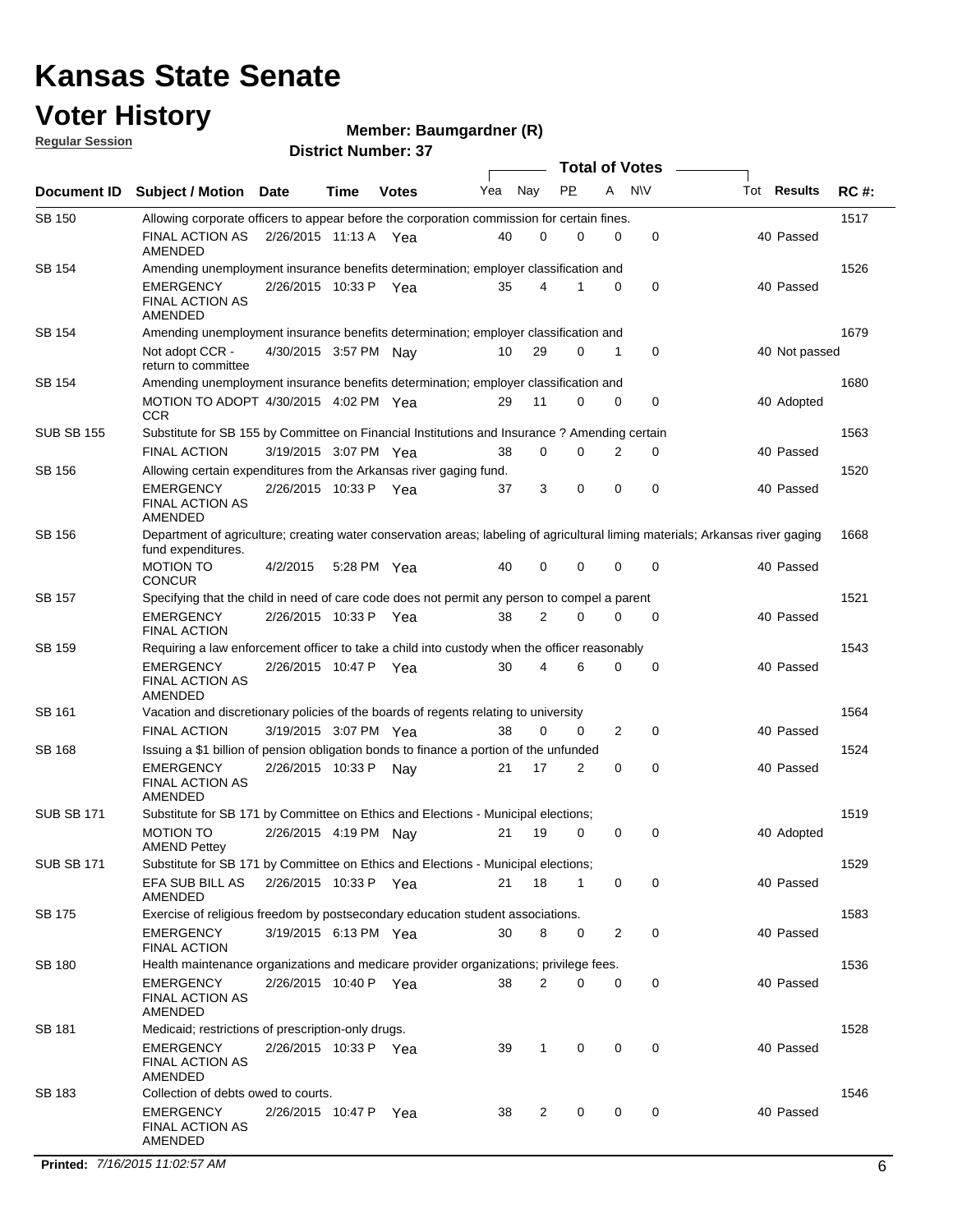# Kansas State Senate

# Voter History

**Regular Session**

**Member: Baumgardner (R)**

**District Number: 37**

| Document ID | Subject / Motion | Date | Time | Votes | Yea | Nay | PP | A | N\V | Tot | Results | RC #: |
|---|---|---|---|---|---|---|---|---|---|---|---|---|
| SB 150 | Allowing corporate officers to appear before the corporation commission for certain fines. | | | | | | | | | | | 1517 |
| | FINAL ACTION AS AMENDED | 2/26/2015 | 11:13 A | Yea | 40 | 0 | 0 | 0 | 0 | 40 | Passed | |
| SB 154 | Amending unemployment insurance benefits determination; employer classification and | | | | | | | | | | | 1526 |
| | EMERGENCY FINAL ACTION AS AMENDED | 2/26/2015 | 10:33 P | Yea | 35 | 4 | 1 | 0 | 0 | 40 | Passed | |
| SB 154 | Amending unemployment insurance benefits determination; employer classification and | | | | | | | | | | | 1679 |
| | Not adopt CCR - return to committee | 4/30/2015 | 3:57 PM | Nay | 10 | 29 | 0 | 1 | 0 | 40 | Not passed | |
| SB 154 | Amending unemployment insurance benefits determination; employer classification and | | | | | | | | | | | 1680 |
| | MOTION TO ADOPT CCR | 4/30/2015 | 4:02 PM | Yea | 29 | 11 | 0 | 0 | 0 | 40 | Adopted | |
| SUB SB 155 | Substitute for SB 155 by Committee on Financial Institutions and Insurance ? Amending certain | | | | | | | | | | | 1563 |
| | FINAL ACTION | 3/19/2015 | 3:07 PM | Yea | 38 | 0 | 0 | 2 | 0 | 40 | Passed | |
| SB 156 | Allowing certain expenditures from the Arkansas river gaging fund. | | | | | | | | | | | 1520 |
| | EMERGENCY FINAL ACTION AS AMENDED | 2/26/2015 | 10:33 P | Yea | 37 | 3 | 0 | 0 | 0 | 40 | Passed | |
| SB 156 | Department of agriculture; creating water conservation areas; labeling of agricultural liming materials; Arkansas river gaging fund expenditures. | | | | | | | | | | | 1668 |
| | MOTION TO CONCUR | 4/2/2015 | 5:28 PM | Yea | 40 | 0 | 0 | 0 | 0 | 40 | Passed | |
| SB 157 | Specifying that the child in need of care code does not permit any person to compel a parent | | | | | | | | | | | 1521 |
| | EMERGENCY FINAL ACTION | 2/26/2015 | 10:33 P | Yea | 38 | 2 | 0 | 0 | 0 | 40 | Passed | |
| SB 159 | Requiring a law enforcement officer to take a child into custody when the officer reasonably | | | | | | | | | | | 1543 |
| | EMERGENCY FINAL ACTION AS AMENDED | 2/26/2015 | 10:47 P | Yea | 30 | 4 | 6 | 0 | 0 | 40 | Passed | |
| SB 161 | Vacation and discretionary policies of the boards of regents relating to university | | | | | | | | | | | 1564 |
| | FINAL ACTION | 3/19/2015 | 3:07 PM | Yea | 38 | 0 | 0 | 2 | 0 | 40 | Passed | |
| SB 168 | Issuing a $1 billion of pension obligation bonds to finance a portion of the unfunded | | | | | | | | | | | 1524 |
| | EMERGENCY FINAL ACTION AS AMENDED | 2/26/2015 | 10:33 P | Nay | 21 | 17 | 2 | 0 | 0 | 40 | Passed | |
| SUB SB 171 | Substitute for SB 171 by Committee on Ethics and Elections - Municipal elections; | | | | | | | | | | | 1519 |
| | MOTION TO AMEND Pettey | 2/26/2015 | 4:19 PM | Nay | 21 | 19 | 0 | 0 | 0 | 40 | Adopted | |
| SUB SB 171 | Substitute for SB 171 by Committee on Ethics and Elections - Municipal elections; | | | | | | | | | | | 1529 |
| | EFA SUB BILL AS AMENDED | 2/26/2015 | 10:33 P | Yea | 21 | 18 | 1 | 0 | 0 | 40 | Passed | |
| SB 175 | Exercise of religious freedom by postsecondary education student associations. | | | | | | | | | | | 1583 |
| | EMERGENCY FINAL ACTION | 3/19/2015 | 6:13 PM | Yea | 30 | 8 | 0 | 2 | 0 | 40 | Passed | |
| SB 180 | Health maintenance organizations and medicare provider organizations; privilege fees. | | | | | | | | | | | 1536 |
| | EMERGENCY FINAL ACTION AS AMENDED | 2/26/2015 | 10:40 P | Yea | 38 | 2 | 0 | 0 | 0 | 40 | Passed | |
| SB 181 | Medicaid; restrictions of prescription-only drugs. | | | | | | | | | | | 1528 |
| | EMERGENCY FINAL ACTION AS AMENDED | 2/26/2015 | 10:33 P | Yea | 39 | 1 | 0 | 0 | 0 | 40 | Passed | |
| SB 183 | Collection of debts owed to courts. | | | | | | | | | | | 1546 |
| | EMERGENCY FINAL ACTION AS AMENDED | 2/26/2015 | 10:47 P | Yea | 38 | 2 | 0 | 0 | 0 | 40 | Passed | |

**Printed:** *7/16/2015 11:02:57 AM*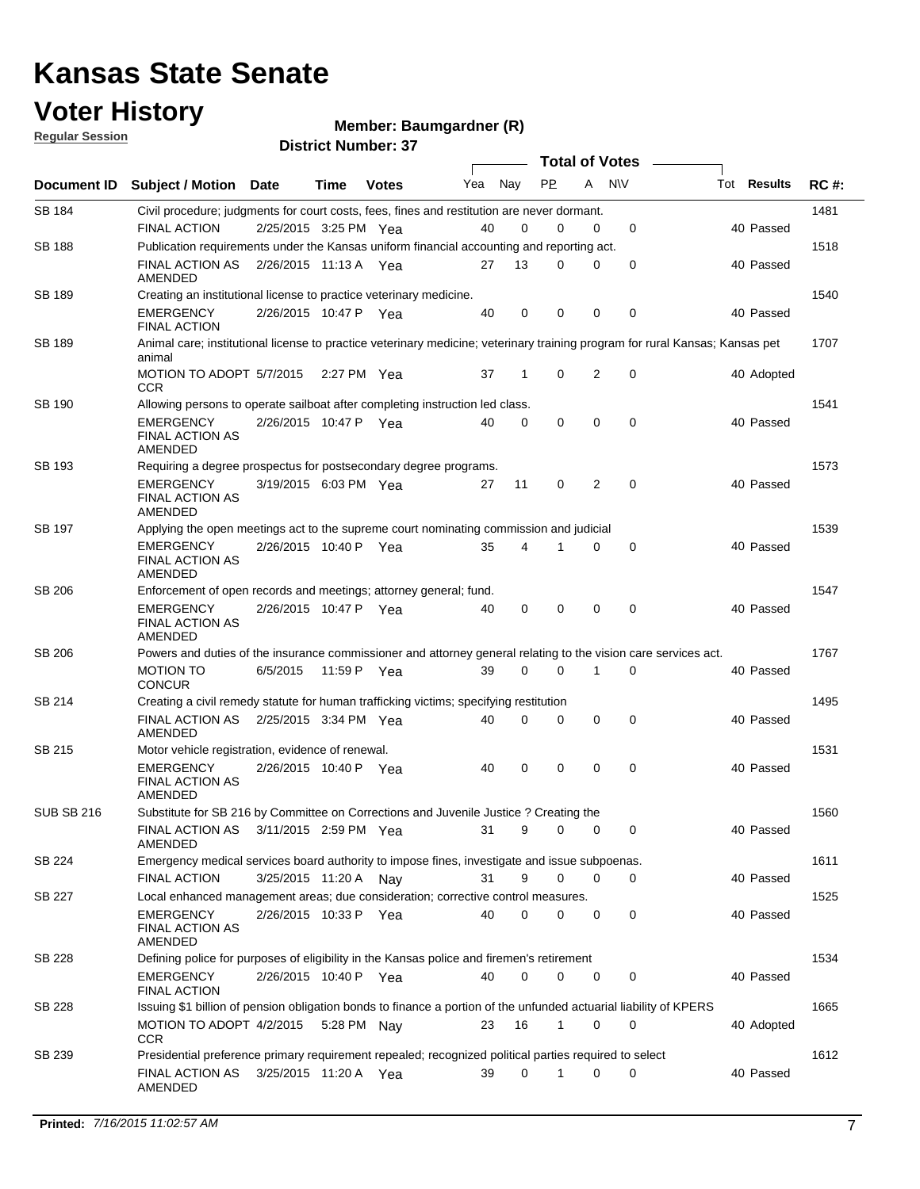# Kansas State Senate

# Voter History

**Regular Session**

**Member: Baumgardner (R)**

**District Number: 37**

| Document ID | Subject / Motion | Date | Time | Votes | Yea | Nay | PP | A | N\V | Tot | Results | RC #: |
|---|---|---|---|---|---|---|---|---|---|---|---|---|
| SB 184 | Civil procedure; judgments for court costs, fees, fines and restitution are never dormant. | | | | | | | | | | | 1481 |
| | FINAL ACTION | 2/25/2015 | 3:25 PM | Yea | 40 | 0 | 0 | 0 | 0 | 40 | Passed | |
| SB 188 | Publication requirements under the Kansas uniform financial accounting and reporting act. | | | | | | | | | | | 1518 |
| | FINAL ACTION AS AMENDED | 2/26/2015 | 11:13 A | Yea | 27 | 13 | 0 | 0 | 0 | 40 | Passed | |
| SB 189 | Creating an institutional license to practice veterinary medicine. | | | | | | | | | | | 1540 |
| | EMERGENCY FINAL ACTION | 2/26/2015 | 10:47 P | Yea | 40 | 0 | 0 | 0 | 0 | 40 | Passed | |
| SB 189 | Animal care; institutional license to practice veterinary medicine; veterinary training program for rural Kansas; Kansas pet animal | | | | | | | | | | | 1707 |
| | MOTION TO ADOPT CCR | 5/7/2015 | 2:27 PM | Yea | 37 | 1 | 0 | 2 | 0 | 40 | Adopted | |
| SB 190 | Allowing persons to operate sailboat after completing instruction led class. | | | | | | | | | | | 1541 |
| | EMERGENCY FINAL ACTION AS AMENDED | 2/26/2015 | 10:47 P | Yea | 40 | 0 | 0 | 0 | 0 | 40 | Passed | |
| SB 193 | Requiring a degree prospectus for postsecondary degree programs. | | | | | | | | | | | 1573 |
| | EMERGENCY FINAL ACTION AS AMENDED | 3/19/2015 | 6:03 PM | Yea | 27 | 11 | 0 | 2 | 0 | 40 | Passed | |
| SB 197 | Applying the open meetings act to the supreme court nominating commission and judicial | | | | | | | | | | | 1539 |
| | EMERGENCY FINAL ACTION AS AMENDED | 2/26/2015 | 10:40 P | Yea | 35 | 4 | 1 | 0 | 0 | 40 | Passed | |
| SB 206 | Enforcement of open records and meetings; attorney general; fund. | | | | | | | | | | | 1547 |
| | EMERGENCY FINAL ACTION AS AMENDED | 2/26/2015 | 10:47 P | Yea | 40 | 0 | 0 | 0 | 0 | 40 | Passed | |
| SB 206 | Powers and duties of the insurance commissioner and attorney general relating to the vision care services act. | | | | | | | | | | | 1767 |
| | MOTION TO CONCUR | 6/5/2015 | 11:59 P | Yea | 39 | 0 | 0 | 1 | 0 | 40 | Passed | |
| SB 214 | Creating a civil remedy statute for human trafficking victims; specifying restitution | | | | | | | | | | | 1495 |
| | FINAL ACTION AS AMENDED | 2/25/2015 | 3:34 PM | Yea | 40 | 0 | 0 | 0 | 0 | 40 | Passed | |
| SB 215 | Motor vehicle registration, evidence of renewal. | | | | | | | | | | | 1531 |
| | EMERGENCY FINAL ACTION AS AMENDED | 2/26/2015 | 10:40 P | Yea | 40 | 0 | 0 | 0 | 0 | 40 | Passed | |
| SUB SB 216 | Substitute for SB 216 by Committee on Corrections and Juvenile Justice ? Creating the | | | | | | | | | | | 1560 |
| | FINAL ACTION AS AMENDED | 3/11/2015 | 2:59 PM | Yea | 31 | 9 | 0 | 0 | 0 | 40 | Passed | |
| SB 224 | Emergency medical services board authority to impose fines, investigate and issue subpoenas. | | | | | | | | | | | 1611 |
| | FINAL ACTION | 3/25/2015 | 11:20 A | Nay | 31 | 9 | 0 | 0 | 0 | 40 | Passed | |
| SB 227 | Local enhanced management areas; due consideration; corrective control measures. | | | | | | | | | | | 1525 |
| | EMERGENCY FINAL ACTION AS AMENDED | 2/26/2015 | 10:33 P | Yea | 40 | 0 | 0 | 0 | 0 | 40 | Passed | |
| SB 228 | Defining police for purposes of eligibility in the Kansas police and firemen's retirement | | | | | | | | | | | 1534 |
| | EMERGENCY FINAL ACTION | 2/26/2015 | 10:40 P | Yea | 40 | 0 | 0 | 0 | 0 | 40 | Passed | |
| SB 228 | Issuing $1 billion of pension obligation bonds to finance a portion of the unfunded actuarial liability of KPERS | | | | | | | | | | | 1665 |
| | MOTION TO ADOPT CCR | 4/2/2015 | 5:28 PM | Nay | 23 | 16 | 1 | 0 | 0 | 40 | Adopted | |
| SB 239 | Presidential preference primary requirement repealed; recognized political parties required to select | | | | | | | | | | | 1612 |
| | FINAL ACTION AS AMENDED | 3/25/2015 | 11:20 A | Yea | 39 | 0 | 1 | 0 | 0 | 40 | Passed | |

**Printed:** *7/16/2015 11:02:57 AM*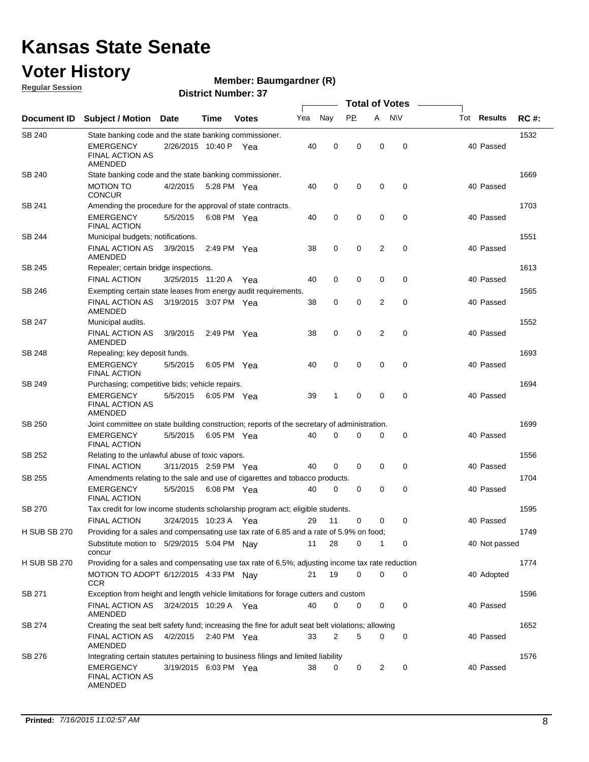# Kansas State Senate

## Voter History

**Regular Session**

**Member: Baumgardner (R)**

**District Number: 37**

| Document ID | Subject / Motion | Date | Time | Votes | Yea | Nay | PP | A | N\V | Tot | Results | RC #: |
|---|---|---|---|---|---|---|---|---|---|---|---|---|
| SB 240 | State banking code and the state banking commissioner. | | | | | | | | | | | 1532 |
| | EMERGENCY FINAL ACTION AS AMENDED | 2/26/2015 | 10:40 P | Yea | 40 | 0 | 0 | 0 | 0 | 40 | Passed | |
| SB 240 | State banking code and the state banking commissioner. | | | | | | | | | | | 1669 |
| | MOTION TO CONCUR | 4/2/2015 | 5:28 PM | Yea | 40 | 0 | 0 | 0 | 0 | 40 | Passed | |
| SB 241 | Amending the procedure for the approval of state contracts. | | | | | | | | | | | 1703 |
| | EMERGENCY FINAL ACTION | 5/5/2015 | 6:08 PM | Yea | 40 | 0 | 0 | 0 | 0 | 40 | Passed | |
| SB 244 | Municipal budgets; notifications. | | | | | | | | | | | 1551 |
| | FINAL ACTION AS AMENDED | 3/9/2015 | 2:49 PM | Yea | 38 | 0 | 0 | 2 | 0 | 40 | Passed | |
| SB 245 | Repealer; certain bridge inspections. | | | | | | | | | | | 1613 |
| | FINAL ACTION | 3/25/2015 | 11:20 A | Yea | 40 | 0 | 0 | 0 | 0 | 40 | Passed | |
| SB 246 | Exempting certain state leases from energy audit requirements. | | | | | | | | | | | 1565 |
| | FINAL ACTION AS AMENDED | 3/19/2015 | 3:07 PM | Yea | 38 | 0 | 0 | 2 | 0 | 40 | Passed | |
| SB 247 | Municipal audits. | | | | | | | | | | | 1552 |
| | FINAL ACTION AS AMENDED | 3/9/2015 | 2:49 PM | Yea | 38 | 0 | 0 | 2 | 0 | 40 | Passed | |
| SB 248 | Repealing; key deposit funds. | | | | | | | | | | | 1693 |
| | EMERGENCY FINAL ACTION | 5/5/2015 | 6:05 PM | Yea | 40 | 0 | 0 | 0 | 0 | 40 | Passed | |
| SB 249 | Purchasing; competitive bids; vehicle repairs. | | | | | | | | | | | 1694 |
| | EMERGENCY FINAL ACTION AS AMENDED | 5/5/2015 | 6:05 PM | Yea | 39 | 1 | 0 | 0 | 0 | 40 | Passed | |
| SB 250 | Joint committee on state building construction; reports of the secretary of administration. | | | | | | | | | | | 1699 |
| | EMERGENCY FINAL ACTION | 5/5/2015 | 6:05 PM | Yea | 40 | 0 | 0 | 0 | 0 | 40 | Passed | |
| SB 252 | Relating to the unlawful abuse of toxic vapors. | | | | | | | | | | | 1556 |
| | FINAL ACTION | 3/11/2015 | 2:59 PM | Yea | 40 | 0 | 0 | 0 | 0 | 40 | Passed | |
| SB 255 | Amendments relating to the sale and use of cigarettes and tobacco products. | | | | | | | | | | | 1704 |
| | EMERGENCY FINAL ACTION | 5/5/2015 | 6:08 PM | Yea | 40 | 0 | 0 | 0 | 0 | 40 | Passed | |
| SB 270 | Tax credit for low income students scholarship program act; eligible students. | | | | | | | | | | | 1595 |
| | FINAL ACTION | 3/24/2015 | 10:23 A | Yea | 29 | 11 | 0 | 0 | 0 | 40 | Passed | |
| H SUB SB 270 | Providing for a sales and compensating use tax rate of 6.85 and a rate of 5.9% on food; | | | | | | | | | | | 1749 |
| | Substitute motion to concur | 5/29/2015 | 5:04 PM | Nay | 11 | 28 | 0 | 1 | 0 | 40 | Not passed | |
| H SUB SB 270 | Providing for a sales and compensating use tax rate of 6.5%; adjusting income tax rate reduction | | | | | | | | | | | 1774 |
| | MOTION TO ADOPT CCR | 6/12/2015 | 4:33 PM | Nay | 21 | 19 | 0 | 0 | 0 | 40 | Adopted | |
| SB 271 | Exception from height and length vehicle limitations for forage cutters and custom | | | | | | | | | | | 1596 |
| | FINAL ACTION AS AMENDED | 3/24/2015 | 10:29 A | Yea | 40 | 0 | 0 | 0 | 0 | 40 | Passed | |
| SB 274 | Creating the seat belt safety fund; increasing the fine for adult seat belt violations; allowing | | | | | | | | | | | 1652 |
| | FINAL ACTION AS AMENDED | 4/2/2015 | 2:40 PM | Yea | 33 | 2 | 5 | 0 | 0 | 40 | Passed | |
| SB 276 | Integrating certain statutes pertaining to business filings and limited liability | | | | | | | | | | | 1576 |
| | EMERGENCY FINAL ACTION AS AMENDED | 3/19/2015 | 6:03 PM | Yea | 38 | 0 | 0 | 2 | 0 | 40 | Passed | |

**Printed:** *7/16/2015 11:02:57 AM*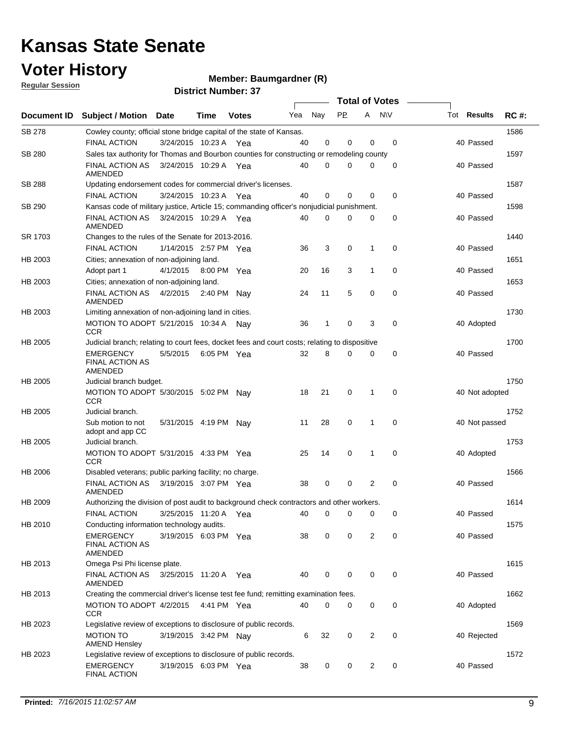# Kansas State Senate

## Voter History

**Regular Session**

**Member: Baumgardner (R)**

**District Number: 37**

| Document ID | Subject / Motion | Date | Time | Votes | Yea | Nay | PP | A | N\V | Tot | Results | RC #: |
|---|---|---|---|---|---|---|---|---|---|---|---|---|
| SB 278 | Cowley county; official stone bridge capital of the state of Kansas. | | | | | | | | | | | 1586 |
| | FINAL ACTION | 3/24/2015 | 10:23 A | Yea | 40 | 0 | 0 | 0 | 0 | 40 | Passed | |
| SB 280 | Sales tax authority for Thomas and Bourbon counties for constructing or remodeling county | | | | | | | | | | | 1597 |
| | FINAL ACTION AS AMENDED | 3/24/2015 | 10:29 A | Yea | 40 | 0 | 0 | 0 | 0 | 40 | Passed | |
| SB 288 | Updating endorsement codes for commercial driver's licenses. | | | | | | | | | | | 1587 |
| | FINAL ACTION | 3/24/2015 | 10:23 A | Yea | 40 | 0 | 0 | 0 | 0 | 40 | Passed | |
| SB 290 | Kansas code of military justice, Article 15; commanding officer's nonjudicial punishment. | | | | | | | | | | | 1598 |
| | FINAL ACTION AS AMENDED | 3/24/2015 | 10:29 A | Yea | 40 | 0 | 0 | 0 | 0 | 40 | Passed | |
| SR 1703 | Changes to the rules of the Senate for 2013-2016. | | | | | | | | | | | 1440 |
| | FINAL ACTION | 1/14/2015 | 2:57 PM | Yea | 36 | 3 | 0 | 1 | 0 | 40 | Passed | |
| HB 2003 | Cities; annexation of non-adjoining land. | | | | | | | | | | | 1651 |
| | Adopt part 1 | 4/1/2015 | 8:00 PM | Yea | 20 | 16 | 3 | 1 | 0 | 40 | Passed | |
| HB 2003 | Cities; annexation of non-adjoining land. | | | | | | | | | | | 1653 |
| | FINAL ACTION AS AMENDED | 4/2/2015 | 2:40 PM | Nay | 24 | 11 | 5 | 0 | 0 | 40 | Passed | |
| HB 2003 | Limiting annexation of non-adjoining land in cities. | | | | | | | | | | | 1730 |
| | MOTION TO ADOPT CCR | 5/21/2015 | 10:34 A | Nay | 36 | 1 | 0 | 3 | 0 | 40 | Adopted | |
| HB 2005 | Judicial branch; relating to court fees, docket fees and court costs; relating to dispositive | | | | | | | | | | | 1700 |
| | EMERGENCY FINAL ACTION AS AMENDED | 5/5/2015 | 6:05 PM | Yea | 32 | 8 | 0 | 0 | 0 | 40 | Passed | |
| HB 2005 | Judicial branch budget. | | | | | | | | | | | 1750 |
| | MOTION TO ADOPT CCR | 5/30/2015 | 5:02 PM | Nay | 18 | 21 | 0 | 1 | 0 | 40 | Not adopted | |
| HB 2005 | Judicial branch. | | | | | | | | | | | 1752 |
| | Sub motion to not adopt and app CC | 5/31/2015 | 4:19 PM | Nay | 11 | 28 | 0 | 1 | 0 | 40 | Not passed | |
| HB 2005 | Judicial branch. | | | | | | | | | | | 1753 |
| | MOTION TO ADOPT CCR | 5/31/2015 | 4:33 PM | Yea | 25 | 14 | 0 | 1 | 0 | 40 | Adopted | |
| HB 2006 | Disabled veterans; public parking facility; no charge. | | | | | | | | | | | 1566 |
| | FINAL ACTION AS AMENDED | 3/19/2015 | 3:07 PM | Yea | 38 | 0 | 0 | 2 | 0 | 40 | Passed | |
| HB 2009 | Authorizing the division of post audit to background check contractors and other workers. | | | | | | | | | | | 1614 |
| | FINAL ACTION | 3/25/2015 | 11:20 A | Yea | 40 | 0 | 0 | 0 | 0 | 40 | Passed | |
| HB 2010 | Conducting information technology audits. | | | | | | | | | | | 1575 |
| | EMERGENCY FINAL ACTION AS AMENDED | 3/19/2015 | 6:03 PM | Yea | 38 | 0 | 0 | 2 | 0 | 40 | Passed | |
| HB 2013 | Omega Psi Phi license plate. | | | | | | | | | | | 1615 |
| | FINAL ACTION AS AMENDED | 3/25/2015 | 11:20 A | Yea | 40 | 0 | 0 | 0 | 0 | 40 | Passed | |
| HB 2013 | Creating the commercial driver's license test fee fund; remitting examination fees. | | | | | | | | | | | 1662 |
| | MOTION TO ADOPT CCR | 4/2/2015 | 4:41 PM | Yea | 40 | 0 | 0 | 0 | 0 | 40 | Adopted | |
| HB 2023 | Legislative review of exceptions to disclosure of public records. | | | | | | | | | | | 1569 |
| | MOTION TO AMEND Hensley | 3/19/2015 | 3:42 PM | Nay | 6 | 32 | 0 | 2 | 0 | 40 | Rejected | |
| HB 2023 | Legislative review of exceptions to disclosure of public records. | | | | | | | | | | | 1572 |
| | EMERGENCY FINAL ACTION | 3/19/2015 | 6:03 PM | Yea | 38 | 0 | 0 | 2 | 0 | 40 | Passed | |

**Printed:** *7/16/2015 11:02:57 AM*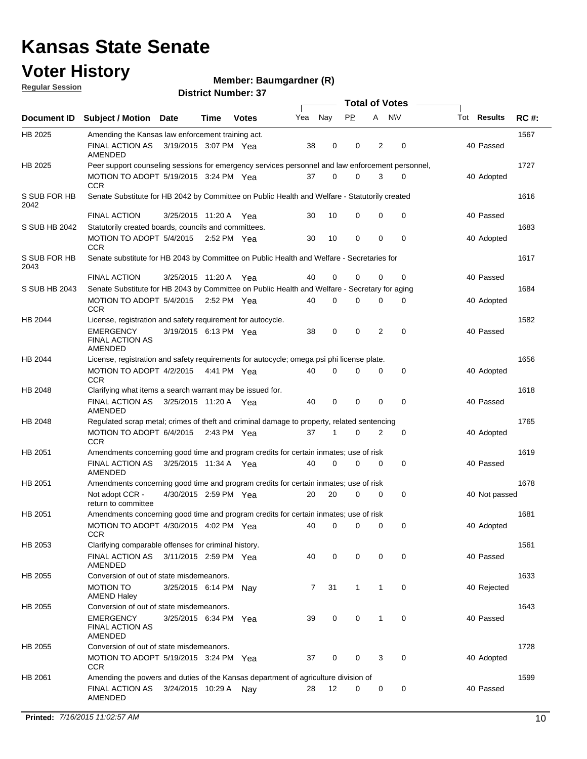# Kansas State Senate

# Voter History

**Regular Session**

**Member: Baumgardner (R)**

**District Number: 37**

| Document ID | Subject / Motion | Date | Time | Votes | Yea | Nay | PP | A | N\V | Tot | Results | RC #: |
|---|---|---|---|---|---|---|---|---|---|---|---|---|
| HB 2025 | Amending the Kansas law enforcement training act. | | | | | | | | | | | 1567 |
| | FINAL ACTION AS AMENDED | 3/19/2015 | 3:07 PM | Yea | 38 | 0 | 0 | 2 | 0 | 40 | Passed | |
| HB 2025 | Peer support counseling sessions for emergency services personnel and law enforcement personnel, | | | | | | | | | | | 1727 |
| | MOTION TO ADOPT CCR | 5/19/2015 | 3:24 PM | Yea | 37 | 0 | 0 | 3 | 0 | 40 | Adopted | |
| S SUB FOR HB 2042 | Senate Substitute for HB 2042 by Committee on Public Health and Welfare - Statutorily created | | | | | | | | | | | 1616 |
| | FINAL ACTION | 3/25/2015 | 11:20 A | Yea | 30 | 10 | 0 | 0 | 0 | 40 | Passed | |
| S SUB HB 2042 | Statutorily created boards, councils and committees. | | | | | | | | | | | 1683 |
| | MOTION TO ADOPT CCR | 5/4/2015 | 2:52 PM | Yea | 30 | 10 | 0 | 0 | 0 | 40 | Adopted | |
| S SUB FOR HB 2043 | Senate substitute for HB 2043 by Committee on Public Health and Welfare - Secretaries for | | | | | | | | | | | 1617 |
| | FINAL ACTION | 3/25/2015 | 11:20 A | Yea | 40 | 0 | 0 | 0 | 0 | 40 | Passed | |
| S SUB HB 2043 | Senate Substitute for HB 2043 by Committee on Public Health and Welfare - Secretary for aging | | | | | | | | | | | 1684 |
| | MOTION TO ADOPT CCR | 5/4/2015 | 2:52 PM | Yea | 40 | 0 | 0 | 0 | 0 | 40 | Adopted | |
| HB 2044 | License, registration and safety requirement for autocycle. | | | | | | | | | | | 1582 |
| | EMERGENCY FINAL ACTION AS AMENDED | 3/19/2015 | 6:13 PM | Yea | 38 | 0 | 0 | 2 | 0 | 40 | Passed | |
| HB 2044 | License, registration and safety requirements for autocycle; omega psi phi license plate. | | | | | | | | | | | 1656 |
| | MOTION TO ADOPT CCR | 4/2/2015 | 4:41 PM | Yea | 40 | 0 | 0 | 0 | 0 | 40 | Adopted | |
| HB 2048 | Clarifying what items a search warrant may be issued for. | | | | | | | | | | | 1618 |
| | FINAL ACTION AS AMENDED | 3/25/2015 | 11:20 A | Yea | 40 | 0 | 0 | 0 | 0 | 40 | Passed | |
| HB 2048 | Regulated scrap metal; crimes of theft and criminal damage to property, related sentencing | | | | | | | | | | | 1765 |
| | MOTION TO ADOPT CCR | 6/4/2015 | 2:43 PM | Yea | 37 | 1 | 0 | 2 | 0 | 40 | Adopted | |
| HB 2051 | Amendments concerning good time and program credits for certain inmates; use of risk | | | | | | | | | | | 1619 |
| | FINAL ACTION AS AMENDED | 3/25/2015 | 11:34 A | Yea | 40 | 0 | 0 | 0 | 0 | 40 | Passed | |
| HB 2051 | Amendments concerning good time and program credits for certain inmates; use of risk | | | | | | | | | | | 1678 |
| | Not adopt CCR - return to committee | 4/30/2015 | 2:59 PM | Yea | 20 | 20 | 0 | 0 | 0 | 40 | Not passed | |
| HB 2051 | Amendments concerning good time and program credits for certain inmates; use of risk | | | | | | | | | | | 1681 |
| | MOTION TO ADOPT CCR | 4/30/2015 | 4:02 PM | Yea | 40 | 0 | 0 | 0 | 0 | 40 | Adopted | |
| HB 2053 | Clarifying comparable offenses for criminal history. | | | | | | | | | | | 1561 |
| | FINAL ACTION AS AMENDED | 3/11/2015 | 2:59 PM | Yea | 40 | 0 | 0 | 0 | 0 | 40 | Passed | |
| HB 2055 | Conversion of out of state misdemeanors. | | | | | | | | | | | 1633 |
| | MOTION TO AMEND Haley | 3/25/2015 | 6:14 PM | Nay | 7 | 31 | 1 | 1 | 0 | 40 | Rejected | |
| HB 2055 | Conversion of out of state misdemeanors. | | | | | | | | | | | 1643 |
| | EMERGENCY FINAL ACTION AS AMENDED | 3/25/2015 | 6:34 PM | Yea | 39 | 0 | 0 | 1 | 0 | 40 | Passed | |
| HB 2055 | Conversion of out of state misdemeanors. | | | | | | | | | | | 1728 |
| | MOTION TO ADOPT CCR | 5/19/2015 | 3:24 PM | Yea | 37 | 0 | 0 | 3 | 0 | 40 | Adopted | |
| HB 2061 | Amending the powers and duties of the Kansas department of agriculture division of | | | | | | | | | | | 1599 |
| | FINAL ACTION AS AMENDED | 3/24/2015 | 10:29 A | Nay | 28 | 12 | 0 | 0 | 0 | 40 | Passed | |

**Printed:** *7/16/2015 11:02:57 AM*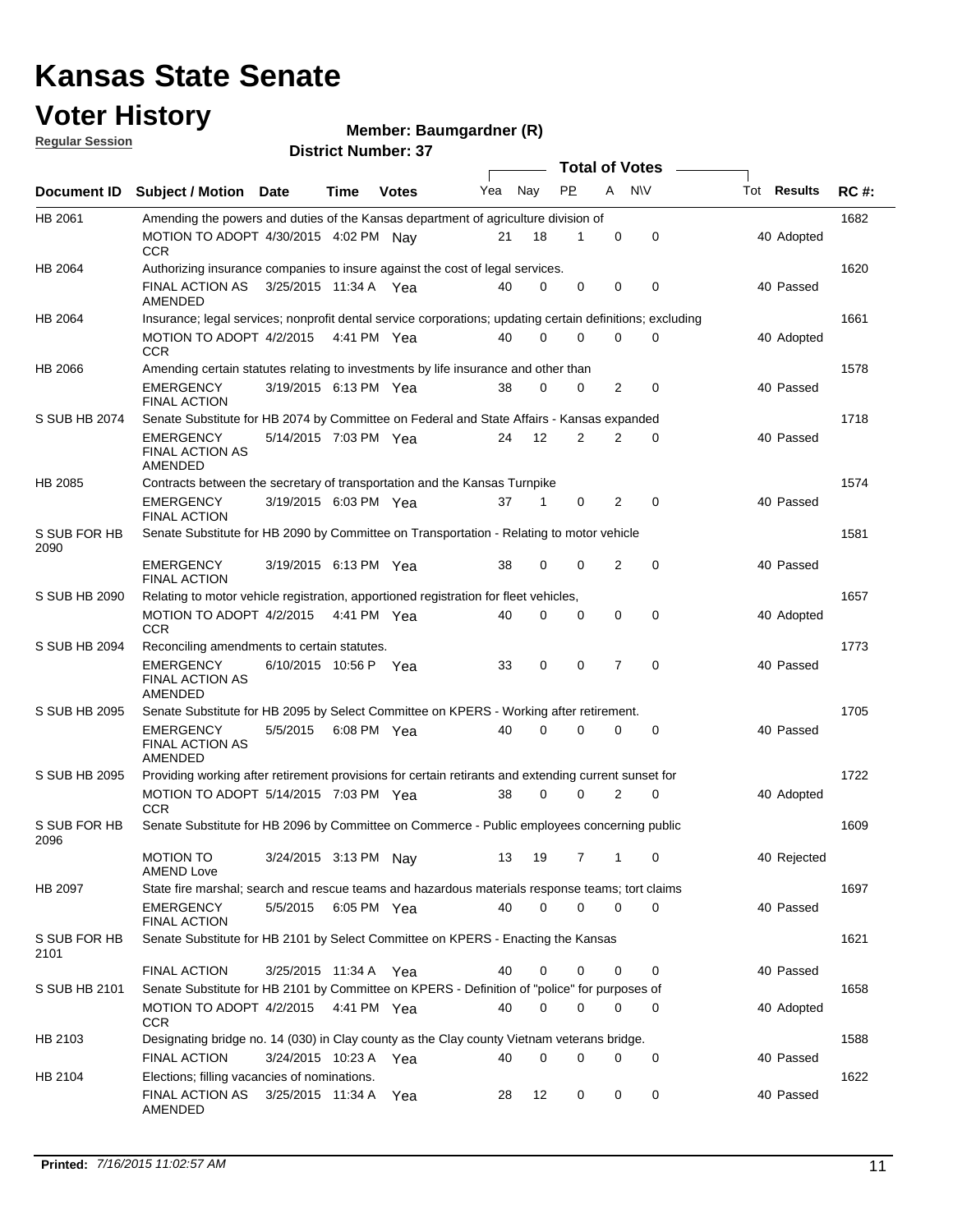# Kansas State Senate

# Voter History

**Regular Session**

**Member: Baumgardner (R)**

**District Number: 37**

| Document ID | Subject / Motion | Date | Time | Votes | Yea | Nay | PP | A | N\V | Tot | Results | RC #: |
|---|---|---|---|---|---|---|---|---|---|---|---|---|
| HB 2061 | Amending the powers and duties of the Kansas department of agriculture division of | | | | | | | | | | | 1682 |
| | MOTION TO ADOPT CCR | 4/30/2015 | 4:02 PM | Nay | 21 | 18 | 1 | 0 | 0 | 40 | Adopted | |
| HB 2064 | Authorizing insurance companies to insure against the cost of legal services. | | | | | | | | | | | 1620 |
| | FINAL ACTION AS AMENDED | 3/25/2015 | 11:34 A | Yea | 40 | 0 | 0 | 0 | 0 | 40 | Passed | |
| HB 2064 | Insurance; legal services; nonprofit dental service corporations; updating certain definitions; excluding | | | | | | | | | | | 1661 |
| | MOTION TO ADOPT CCR | 4/2/2015 | 4:41 PM | Yea | 40 | 0 | 0 | 0 | 0 | 40 | Adopted | |
| HB 2066 | Amending certain statutes relating to investments by life insurance and other than | | | | | | | | | | | 1578 |
| | EMERGENCY FINAL ACTION | 3/19/2015 | 6:13 PM | Yea | 38 | 0 | 0 | 2 | 0 | 40 | Passed | |
| S SUB HB 2074 | Senate Substitute for HB 2074 by Committee on Federal and State Affairs - Kansas expanded | | | | | | | | | | | 1718 |
| | EMERGENCY FINAL ACTION AS AMENDED | 5/14/2015 | 7:03 PM | Yea | 24 | 12 | 2 | 2 | 0 | 40 | Passed | |
| HB 2085 | Contracts between the secretary of transportation and the Kansas Turnpike | | | | | | | | | | | 1574 |
| | EMERGENCY FINAL ACTION | 3/19/2015 | 6:03 PM | Yea | 37 | 1 | 0 | 2 | 0 | 40 | Passed | |
| S SUB FOR HB 2090 | Senate Substitute for HB 2090 by Committee on Transportation - Relating to motor vehicle | | | | | | | | | | | 1581 |
| | EMERGENCY FINAL ACTION | 3/19/2015 | 6:13 PM | Yea | 38 | 0 | 0 | 2 | 0 | 40 | Passed | |
| S SUB HB 2090 | Relating to motor vehicle registration, apportioned registration for fleet vehicles, | | | | | | | | | | | 1657 |
| | MOTION TO ADOPT CCR | 4/2/2015 | 4:41 PM | Yea | 40 | 0 | 0 | 0 | 0 | 40 | Adopted | |
| S SUB HB 2094 | Reconciling amendments to certain statutes. | | | | | | | | | | | 1773 |
| | EMERGENCY FINAL ACTION AS AMENDED | 6/10/2015 | 10:56 P | Yea | 33 | 0 | 0 | 7 | 0 | 40 | Passed | |
| S SUB HB 2095 | Senate Substitute for HB 2095 by Select Committee on KPERS - Working after retirement. | | | | | | | | | | | 1705 |
| | EMERGENCY FINAL ACTION AS AMENDED | 5/5/2015 | 6:08 PM | Yea | 40 | 0 | 0 | 0 | 0 | 40 | Passed | |
| S SUB HB 2095 | Providing working after retirement provisions for certain retirants and extending current sunset for | | | | | | | | | | | 1722 |
| | MOTION TO ADOPT CCR | 5/14/2015 | 7:03 PM | Yea | 38 | 0 | 0 | 2 | 0 | 40 | Adopted | |
| S SUB FOR HB 2096 | Senate Substitute for HB 2096 by Committee on Commerce - Public employees concerning public | | | | | | | | | | | 1609 |
| | MOTION TO AMEND Love | 3/24/2015 | 3:13 PM | Nay | 13 | 19 | 7 | 1 | 0 | 40 | Rejected | |
| HB 2097 | State fire marshal; search and rescue teams and hazardous materials response teams; tort claims | | | | | | | | | | | 1697 |
| | EMERGENCY FINAL ACTION | 5/5/2015 | 6:05 PM | Yea | 40 | 0 | 0 | 0 | 0 | 40 | Passed | |
| S SUB FOR HB 2101 | Senate Substitute for HB 2101 by Select Committee on KPERS - Enacting the Kansas | | | | | | | | | | | 1621 |
| | FINAL ACTION | 3/25/2015 | 11:34 A | Yea | 40 | 0 | 0 | 0 | 0 | 40 | Passed | |
| S SUB HB 2101 | Senate Substitute for HB 2101 by Committee on KPERS - Definition of "police" for purposes of | | | | | | | | | | | 1658 |
| | MOTION TO ADOPT CCR | 4/2/2015 | 4:41 PM | Yea | 40 | 0 | 0 | 0 | 0 | 40 | Adopted | |
| HB 2103 | Designating bridge no. 14 (030) in Clay county as the Clay county Vietnam veterans bridge. | | | | | | | | | | | 1588 |
| | FINAL ACTION | 3/24/2015 | 10:23 A | Yea | 40 | 0 | 0 | 0 | 0 | 40 | Passed | |
| HB 2104 | Elections; filling vacancies of nominations. | | | | | | | | | | | 1622 |
| | FINAL ACTION AS AMENDED | 3/25/2015 | 11:34 A | Yea | 28 | 12 | 0 | 0 | 0 | 40 | Passed | |

**Printed:** *7/16/2015 11:02:57 AM*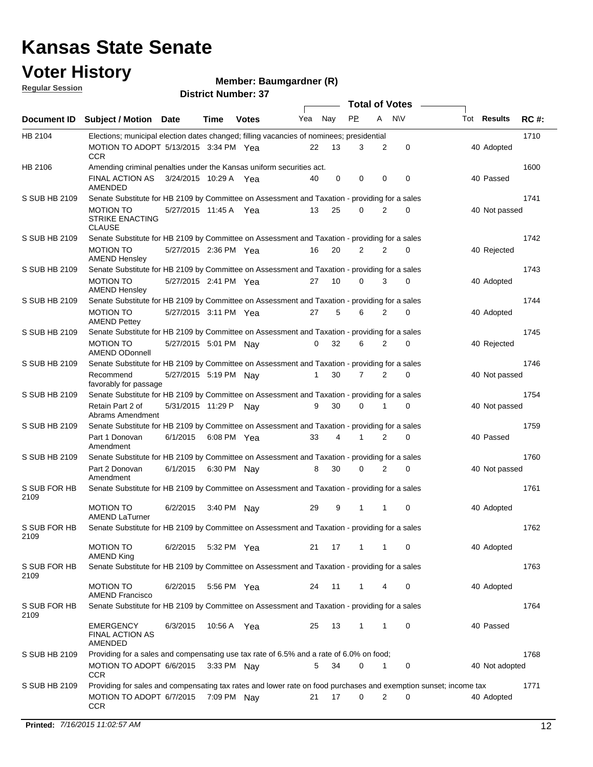# Kansas State Senate

## Voter History

**Regular Session**

**Member: Baumgardner (R)**

**District Number: 37**

| Document ID | Subject / Motion | Date | Time | Votes | Yea | Nay | PP | A | N\V | Tot | Results | RC #: |
|---|---|---|---|---|---|---|---|---|---|---|---|---|
| HB 2104 | Elections; municipal election dates changed; filling vacancies of nominees; presidential | | | | | | | | | | | 1710 |
| | MOTION TO ADOPT CCR | 5/13/2015 | 3:34 PM | Yea | 22 | 13 | 3 | 2 | 0 | 40 | Adopted | |
| HB 2106 | Amending criminal penalties under the Kansas uniform securities act. | | | | | | | | | | | 1600 |
| | FINAL ACTION AS AMENDED | 3/24/2015 | 10:29 A | Yea | 40 | 0 | 0 | 0 | 0 | 40 | Passed | |
| S SUB HB 2109 | Senate Substitute for HB 2109 by Committee on Assessment and Taxation - providing for a sales | | | | | | | | | | | 1741 |
| | MOTION TO STRIKE ENACTING CLAUSE | 5/27/2015 | 11:45 A | Yea | 13 | 25 | 0 | 2 | 0 | 40 | Not passed | |
| S SUB HB 2109 | Senate Substitute for HB 2109 by Committee on Assessment and Taxation - providing for a sales | | | | | | | | | | | 1742 |
| | MOTION TO AMEND Hensley | 5/27/2015 | 2:36 PM | Yea | 16 | 20 | 2 | 2 | 0 | 40 | Rejected | |
| S SUB HB 2109 | Senate Substitute for HB 2109 by Committee on Assessment and Taxation - providing for a sales | | | | | | | | | | | 1743 |
| | MOTION TO AMEND Hensley | 5/27/2015 | 2:41 PM | Yea | 27 | 10 | 0 | 3 | 0 | 40 | Adopted | |
| S SUB HB 2109 | Senate Substitute for HB 2109 by Committee on Assessment and Taxation - providing for a sales | | | | | | | | | | | 1744 |
| | MOTION TO AMEND Pettey | 5/27/2015 | 3:11 PM | Yea | 27 | 5 | 6 | 2 | 0 | 40 | Adopted | |
| S SUB HB 2109 | Senate Substitute for HB 2109 by Committee on Assessment and Taxation - providing for a sales | | | | | | | | | | | 1745 |
| | MOTION TO AMEND ODonnell | 5/27/2015 | 5:01 PM | Nay | 0 | 32 | 6 | 2 | 0 | 40 | Rejected | |
| S SUB HB 2109 | Senate Substitute for HB 2109 by Committee on Assessment and Taxation - providing for a sales | | | | | | | | | | | 1746 |
| | Recommend favorably for passage | 5/27/2015 | 5:19 PM | Nay | 1 | 30 | 7 | 2 | 0 | 40 | Not passed | |
| S SUB HB 2109 | Senate Substitute for HB 2109 by Committee on Assessment and Taxation - providing for a sales | | | | | | | | | | | 1754 |
| | Retain Part 2 of Abrams Amendment | 5/31/2015 | 11:29 P | Nay | 9 | 30 | 0 | 1 | 0 | 40 | Not passed | |
| S SUB HB 2109 | Senate Substitute for HB 2109 by Committee on Assessment and Taxation - providing for a sales | | | | | | | | | | | 1759 |
| | Part 1 Donovan Amendment | 6/1/2015 | 6:08 PM | Yea | 33 | 4 | 1 | 2 | 0 | 40 | Passed | |
| S SUB HB 2109 | Senate Substitute for HB 2109 by Committee on Assessment and Taxation - providing for a sales | | | | | | | | | | | 1760 |
| | Part 2 Donovan Amendment | 6/1/2015 | 6:30 PM | Nay | 8 | 30 | 0 | 2 | 0 | 40 | Not passed | |
| S SUB FOR HB 2109 | Senate Substitute for HB 2109 by Committee on Assessment and Taxation - providing for a sales | | | | | | | | | | | 1761 |
| | MOTION TO AMEND LaTurner | 6/2/2015 | 3:40 PM | Nay | 29 | 9 | 1 | 1 | 0 | 40 | Adopted | |
| S SUB FOR HB 2109 | Senate Substitute for HB 2109 by Committee on Assessment and Taxation - providing for a sales | | | | | | | | | | | 1762 |
| | MOTION TO AMEND King | 6/2/2015 | 5:32 PM | Yea | 21 | 17 | 1 | 1 | 0 | 40 | Adopted | |
| S SUB FOR HB 2109 | Senate Substitute for HB 2109 by Committee on Assessment and Taxation - providing for a sales | | | | | | | | | | | 1763 |
| | MOTION TO AMEND Francisco | 6/2/2015 | 5:56 PM | Yea | 24 | 11 | 1 | 4 | 0 | 40 | Adopted | |
| S SUB FOR HB 2109 | Senate Substitute for HB 2109 by Committee on Assessment and Taxation - providing for a sales | | | | | | | | | | | 1764 |
| | EMERGENCY FINAL ACTION AS AMENDED | 6/3/2015 | 10:56 A | Yea | 25 | 13 | 1 | 1 | 0 | 40 | Passed | |
| S SUB HB 2109 | Providing for a sales and compensating use tax rate of 6.5% and a rate of 6.0% on food; | | | | | | | | | | | 1768 |
| | MOTION TO ADOPT CCR | 6/6/2015 | 3:33 PM | Nay | 5 | 34 | 0 | 1 | 0 | 40 | Not adopted | |
| S SUB HB 2109 | Providing for sales and compensating tax rates and lower rate on food purchases and exemption sunset; income tax | | | | | | | | | | | 1771 |
| | MOTION TO ADOPT CCR | 6/7/2015 | 7:09 PM | Nay | 21 | 17 | 0 | 2 | 0 | 40 | Adopted | |

**Printed:** *7/16/2015 11:02:57 AM*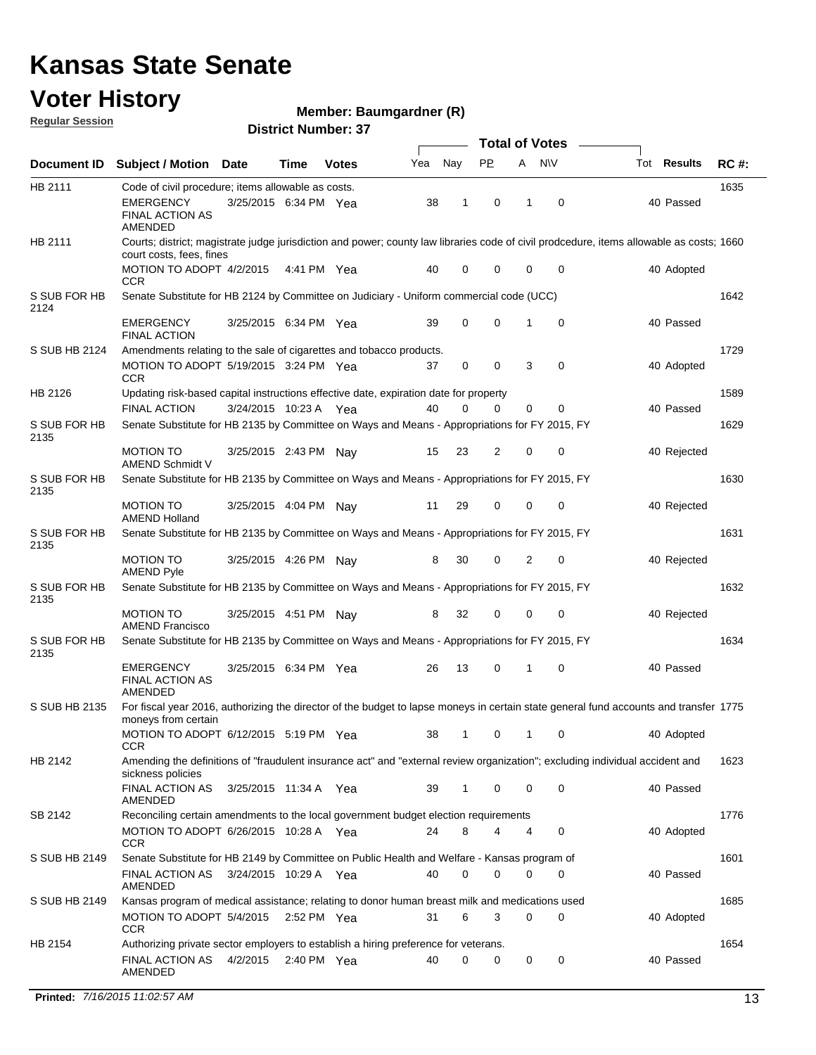# Kansas State Senate

# Voter History

**Regular Session**

**Member: Baumgardner (R)**

**District Number: 37**

| Document ID | Subject / Motion | Date | Time | Votes | Yea | Nay | PP | A | N\V | Tot | Results | RC #: |
|---|---|---|---|---|---|---|---|---|---|---|---|---|
| HB 2111 | Code of civil procedure; items allowable as costs. | | | | | | | | | | | 1635 |
| | EMERGENCY FINAL ACTION AS AMENDED | 3/25/2015 | 6:34 PM | Yea | 38 | 1 | 0 | 1 | 0 | 40 | Passed | |
| HB 2111 | Courts; district; magistrate judge jurisdiction and power; county law libraries code of civil prodcedure, items allowable as costs; court costs, fees, fines | | | | | | | | | | | 1660 |
| | MOTION TO ADOPT CCR | 4/2/2015 | 4:41 PM | Yea | 40 | 0 | 0 | 0 | 0 | 40 | Adopted | |
| S SUB FOR HB 2124 | Senate Substitute for HB 2124 by Committee on Judiciary - Uniform commercial code (UCC) | | | | | | | | | | | 1642 |
| | EMERGENCY FINAL ACTION | 3/25/2015 | 6:34 PM | Yea | 39 | 0 | 0 | 1 | 0 | 40 | Passed | |
| S SUB HB 2124 | Amendments relating to the sale of cigarettes and tobacco products. | | | | | | | | | | | 1729 |
| | MOTION TO ADOPT CCR | 5/19/2015 | 3:24 PM | Yea | 37 | 0 | 0 | 3 | 0 | 40 | Adopted | |
| HB 2126 | Updating risk-based capital instructions effective date, expiration date for property | | | | | | | | | | | 1589 |
| | FINAL ACTION | 3/24/2015 | 10:23 A | Yea | 40 | 0 | 0 | 0 | 0 | 40 | Passed | |
| S SUB FOR HB 2135 | Senate Substitute for HB 2135 by Committee on Ways and Means - Appropriations for FY 2015, FY | | | | | | | | | | | 1629 |
| | MOTION TO AMEND Schmidt V | 3/25/2015 | 2:43 PM | Nay | 15 | 23 | 2 | 0 | 0 | 40 | Rejected | |
| S SUB FOR HB 2135 | Senate Substitute for HB 2135 by Committee on Ways and Means - Appropriations for FY 2015, FY | | | | | | | | | | | 1630 |
| | MOTION TO AMEND Holland | 3/25/2015 | 4:04 PM | Nay | 11 | 29 | 0 | 0 | 0 | 40 | Rejected | |
| S SUB FOR HB 2135 | Senate Substitute for HB 2135 by Committee on Ways and Means - Appropriations for FY 2015, FY | | | | | | | | | | | 1631 |
| | MOTION TO AMEND Pyle | 3/25/2015 | 4:26 PM | Nay | 8 | 30 | 0 | 2 | 0 | 40 | Rejected | |
| S SUB FOR HB 2135 | Senate Substitute for HB 2135 by Committee on Ways and Means - Appropriations for FY 2015, FY | | | | | | | | | | | 1632 |
| | MOTION TO AMEND Francisco | 3/25/2015 | 4:51 PM | Nay | 8 | 32 | 0 | 0 | 0 | 40 | Rejected | |
| S SUB FOR HB 2135 | Senate Substitute for HB 2135 by Committee on Ways and Means - Appropriations for FY 2015, FY | | | | | | | | | | | 1634 |
| | EMERGENCY FINAL ACTION AS AMENDED | 3/25/2015 | 6:34 PM | Yea | 26 | 13 | 0 | 1 | 0 | 40 | Passed | |
| S SUB HB 2135 | For fiscal year 2016, authorizing the director of the budget to lapse moneys in certain state general fund accounts and transfer moneys from certain | | | | | | | | | | | 1775 |
| | MOTION TO ADOPT CCR | 6/12/2015 | 5:19 PM | Yea | 38 | 1 | 0 | 1 | 0 | 40 | Adopted | |
| HB 2142 | Amending the definitions of "fraudulent insurance act" and "external review organization"; excluding individual accident and sickness policies | | | | | | | | | | | 1623 |
| | FINAL ACTION AS AMENDED | 3/25/2015 | 11:34 A | Yea | 39 | 1 | 0 | 0 | 0 | 40 | Passed | |
| SB 2142 | Reconciling certain amendments to the local government budget election requirements | | | | | | | | | | | 1776 |
| | MOTION TO ADOPT CCR | 6/26/2015 | 10:28 A | Yea | 24 | 8 | 4 | 4 | 0 | 40 | Adopted | |
| S SUB HB 2149 | Senate Substitute for HB 2149 by Committee on Public Health and Welfare - Kansas program of | | | | | | | | | | | 1601 |
| | FINAL ACTION AS AMENDED | 3/24/2015 | 10:29 A | Yea | 40 | 0 | 0 | 0 | 0 | 40 | Passed | |
| S SUB HB 2149 | Kansas program of medical assistance; relating to donor human breast milk and medications used | | | | | | | | | | | 1685 |
| | MOTION TO ADOPT CCR | 5/4/2015 | 2:52 PM | Yea | 31 | 6 | 3 | 0 | 0 | 40 | Adopted | |
| HB 2154 | Authorizing private sector employers to establish a hiring preference for veterans. | | | | | | | | | | | 1654 |
| | FINAL ACTION AS AMENDED | 4/2/2015 | 2:40 PM | Yea | 40 | 0 | 0 | 0 | 0 | 40 | Passed | |

**Printed:** *7/16/2015 11:02:57 AM*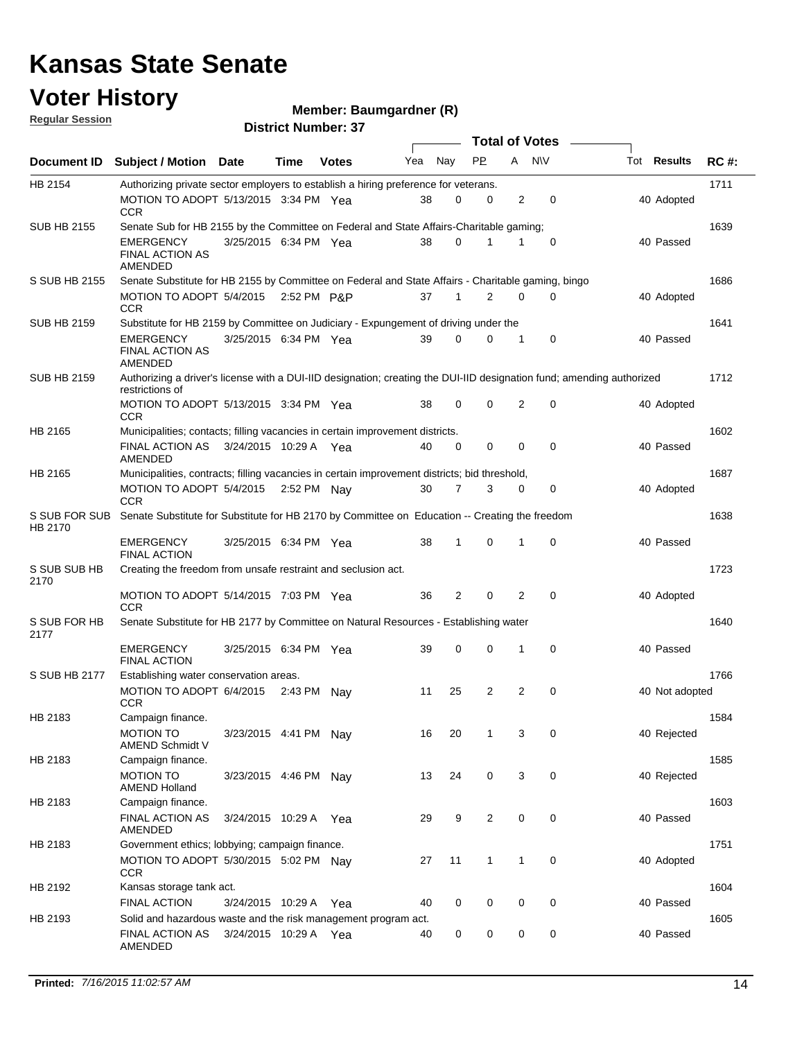# Kansas State Senate

# Voter History

**Regular Session**

**Member: Baumgardner (R)**

**District Number: 37**

| Document ID | Subject / Motion | Date | Time | Votes | Yea | Nay | PP | A | N\V | Tot | Results | RC #: |
|---|---|---|---|---|---|---|---|---|---|---|---|---|
| HB 2154 | Authorizing private sector employers to establish a hiring preference for veterans. | | | | | | | | | | | 1711 |
| | MOTION TO ADOPT CCR | 5/13/2015 | 3:34 PM | Yea | 38 | 0 | 0 | 2 | 0 | 40 | Adopted | |
| SUB HB 2155 | Senate Sub for HB 2155 by the Committee on Federal and State Affairs-Charitable gaming; | | | | | | | | | | | 1639 |
| | EMERGENCY FINAL ACTION AS AMENDED | 3/25/2015 | 6:34 PM | Yea | 38 | 0 | 1 | 1 | 0 | 40 | Passed | |
| S SUB HB 2155 | Senate Substitute for HB 2155 by Committee on Federal and State Affairs - Charitable gaming, bingo | | | | | | | | | | | 1686 |
| | MOTION TO ADOPT CCR | 5/4/2015 | 2:52 PM | P&P | 37 | 1 | 2 | 0 | 0 | 40 | Adopted | |
| SUB HB 2159 | Substitute for HB 2159 by Committee on Judiciary - Expungement of driving under the | | | | | | | | | | | 1641 |
| | EMERGENCY FINAL ACTION AS AMENDED | 3/25/2015 | 6:34 PM | Yea | 39 | 0 | 0 | 1 | 0 | 40 | Passed | |
| SUB HB 2159 | Authorizing a driver's license with a DUI-IID designation; creating the DUI-IID designation fund; amending authorized restrictions of | | | | | | | | | | | 1712 |
| | MOTION TO ADOPT CCR | 5/13/2015 | 3:34 PM | Yea | 38 | 0 | 0 | 2 | 0 | 40 | Adopted | |
| HB 2165 | Municipalities; contacts; filling vacancies in certain improvement districts. | | | | | | | | | | | 1602 |
| | FINAL ACTION AS AMENDED | 3/24/2015 | 10:29 A | Yea | 40 | 0 | 0 | 0 | 0 | 40 | Passed | |
| HB 2165 | Municipalities, contracts; filling vacancies in certain improvement districts; bid threshold, | | | | | | | | | | | 1687 |
| | MOTION TO ADOPT CCR | 5/4/2015 | 2:52 PM | Nay | 30 | 7 | 3 | 0 | 0 | 40 | Adopted | |
| S SUB FOR SUB HB 2170 | Senate Substitute for Substitute for HB 2170 by Committee on Education -- Creating the freedom | | | | | | | | | | | 1638 |
| | EMERGENCY FINAL ACTION | 3/25/2015 | 6:34 PM | Yea | 38 | 1 | 0 | 1 | 0 | 40 | Passed | |
| S SUB SUB HB 2170 | Creating the freedom from unsafe restraint and seclusion act. | | | | | | | | | | | 1723 |
| | MOTION TO ADOPT CCR | 5/14/2015 | 7:03 PM | Yea | 36 | 2 | 0 | 2 | 0 | 40 | Adopted | |
| S SUB FOR HB 2177 | Senate Substitute for HB 2177 by Committee on Natural Resources - Establishing water | | | | | | | | | | | 1640 |
| | EMERGENCY FINAL ACTION | 3/25/2015 | 6:34 PM | Yea | 39 | 0 | 0 | 1 | 0 | 40 | Passed | |
| S SUB HB 2177 | Establishing water conservation areas. | | | | | | | | | | | 1766 |
| | MOTION TO ADOPT CCR | 6/4/2015 | 2:43 PM | Nay | 11 | 25 | 2 | 2 | 0 | 40 | Not adopted | |
| HB 2183 | Campaign finance. | | | | | | | | | | | 1584 |
| | MOTION TO AMEND Schmidt V | 3/23/2015 | 4:41 PM | Nay | 16 | 20 | 1 | 3 | 0 | 40 | Rejected | |
| HB 2183 | Campaign finance. | | | | | | | | | | | 1585 |
| | MOTION TO AMEND Holland | 3/23/2015 | 4:46 PM | Nay | 13 | 24 | 0 | 3 | 0 | 40 | Rejected | |
| HB 2183 | Campaign finance. | | | | | | | | | | | 1603 |
| | FINAL ACTION AS AMENDED | 3/24/2015 | 10:29 A | Yea | 29 | 9 | 2 | 0 | 0 | 40 | Passed | |
| HB 2183 | Government ethics; lobbying; campaign finance. | | | | | | | | | | | 1751 |
| | MOTION TO ADOPT CCR | 5/30/2015 | 5:02 PM | Nay | 27 | 11 | 1 | 1 | 0 | 40 | Adopted | |
| HB 2192 | Kansas storage tank act. | | | | | | | | | | | 1604 |
| | FINAL ACTION | 3/24/2015 | 10:29 A | Yea | 40 | 0 | 0 | 0 | 0 | 40 | Passed | |
| HB 2193 | Solid and hazardous waste and the risk management program act. | | | | | | | | | | | 1605 |
| | FINAL ACTION AS AMENDED | 3/24/2015 | 10:29 A | Yea | 40 | 0 | 0 | 0 | 0 | 40 | Passed | |

**Printed:** *7/16/2015 11:02:57 AM*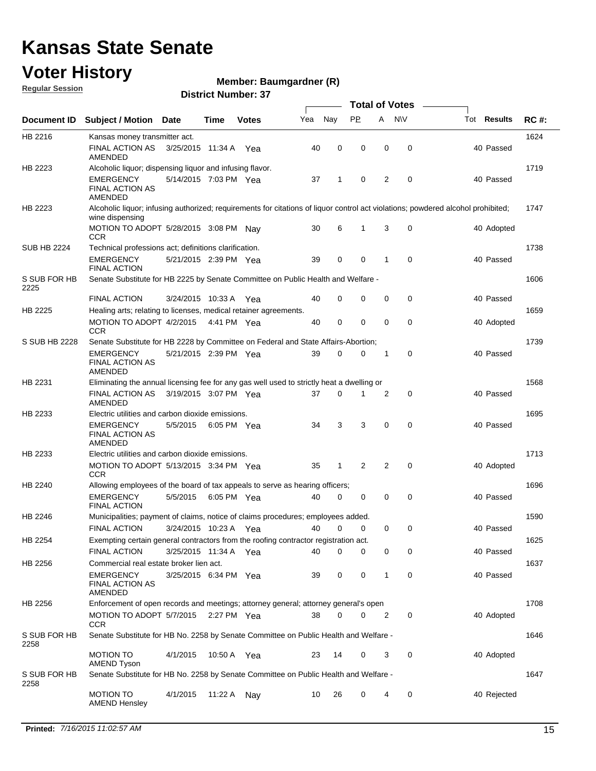# Kansas State Senate

# Voter History

**Regular Session**

**Member: Baumgardner (R)**

**District Number: 37**

| Document ID | Subject / Motion | Date | Time | Votes | Yea | Nay | PP | A | N\V | Tot | Results | RC #: |
|---|---|---|---|---|---|---|---|---|---|---|---|---|
| HB 2216 | Kansas money transmitter act. | | | | | | | | | | | 1624 |
| | FINAL ACTION AS AMENDED | 3/25/2015 | 11:34 A | Yea | 40 | 0 | 0 | 0 | 0 | 40 | Passed | |
| HB 2223 | Alcoholic liquor; dispensing liquor and infusing flavor. | | | | | | | | | | | 1719 |
| | EMERGENCY FINAL ACTION AS AMENDED | 5/14/2015 | 7:03 PM | Yea | 37 | 1 | 0 | 2 | 0 | 40 | Passed | |
| HB 2223 | Alcoholic liquor; infusing authorized; requirements for citations of liquor control act violations; powdered alcohol prohibited; wine dispensing | | | | | | | | | | | 1747 |
| | MOTION TO ADOPT CCR | 5/28/2015 | 3:08 PM | Nay | 30 | 6 | 1 | 3 | 0 | 40 | Adopted | |
| SUB HB 2224 | Technical professions act; definitions clarification. | | | | | | | | | | | 1738 |
| | EMERGENCY FINAL ACTION | 5/21/2015 | 2:39 PM | Yea | 39 | 0 | 0 | 1 | 0 | 40 | Passed | |
| S SUB FOR HB 2225 | Senate Substitute for HB 2225 by Senate Committee on Public Health and Welfare - | | | | | | | | | | | 1606 |
| | FINAL ACTION | 3/24/2015 | 10:33 A | Yea | 40 | 0 | 0 | 0 | 0 | 40 | Passed | |
| HB 2225 | Healing arts; relating to licenses, medical retainer agreements. | | | | | | | | | | | 1659 |
| | MOTION TO ADOPT CCR | 4/2/2015 | 4:41 PM | Yea | 40 | 0 | 0 | 0 | 0 | 40 | Adopted | |
| S SUB HB 2228 | Senate Substitute for HB 2228 by Committee on Federal and State Affairs-Abortion; | | | | | | | | | | | 1739 |
| | EMERGENCY FINAL ACTION AS AMENDED | 5/21/2015 | 2:39 PM | Yea | 39 | 0 | 0 | 1 | 0 | 40 | Passed | |
| HB 2231 | Eliminating the annual licensing fee for any gas well used to strictly heat a dwelling or | | | | | | | | | | | 1568 |
| | FINAL ACTION AS AMENDED | 3/19/2015 | 3:07 PM | Yea | 37 | 0 | 1 | 2 | 0 | 40 | Passed | |
| HB 2233 | Electric utilities and carbon dioxide emissions. | | | | | | | | | | | 1695 |
| | EMERGENCY FINAL ACTION AS AMENDED | 5/5/2015 | 6:05 PM | Yea | 34 | 3 | 3 | 0 | 0 | 40 | Passed | |
| HB 2233 | Electric utilities and carbon dioxide emissions. | | | | | | | | | | | 1713 |
| | MOTION TO ADOPT CCR | 5/13/2015 | 3:34 PM | Yea | 35 | 1 | 2 | 2 | 0 | 40 | Adopted | |
| HB 2240 | Allowing employees of the board of tax appeals to serve as hearing officers; | | | | | | | | | | | 1696 |
| | EMERGENCY FINAL ACTION | 5/5/2015 | 6:05 PM | Yea | 40 | 0 | 0 | 0 | 0 | 40 | Passed | |
| HB 2246 | Municipalities; payment of claims, notice of claims procedures; employees added. | | | | | | | | | | | 1590 |
| | FINAL ACTION | 3/24/2015 | 10:23 A | Yea | 40 | 0 | 0 | 0 | 0 | 40 | Passed | |
| HB 2254 | Exempting certain general contractors from the roofing contractor registration act. | | | | | | | | | | | 1625 |
| | FINAL ACTION | 3/25/2015 | 11:34 A | Yea | 40 | 0 | 0 | 0 | 0 | 40 | Passed | |
| HB 2256 | Commercial real estate broker lien act. | | | | | | | | | | | 1637 |
| | EMERGENCY FINAL ACTION AS AMENDED | 3/25/2015 | 6:34 PM | Yea | 39 | 0 | 0 | 1 | 0 | 40 | Passed | |
| HB 2256 | Enforcement of open records and meetings; attorney general; attorney general's open | | | | | | | | | | | 1708 |
| | MOTION TO ADOPT CCR | 5/7/2015 | 2:27 PM | Yea | 38 | 0 | 0 | 2 | 0 | 40 | Adopted | |
| S SUB FOR HB 2258 | Senate Substitute for HB No. 2258 by Senate Committee on Public Health and Welfare - | | | | | | | | | | | 1646 |
| | MOTION TO AMEND Tyson | 4/1/2015 | 10:50 A | Yea | 23 | 14 | 0 | 3 | 0 | 40 | Adopted | |
| S SUB FOR HB 2258 | Senate Substitute for HB No. 2258 by Senate Committee on Public Health and Welfare - | | | | | | | | | | | 1647 |
| | MOTION TO AMEND Hensley | 4/1/2015 | 11:22 A | Nay | 10 | 26 | 0 | 4 | 0 | 40 | Rejected | |

**Printed:** *7/16/2015 11:02:57 AM*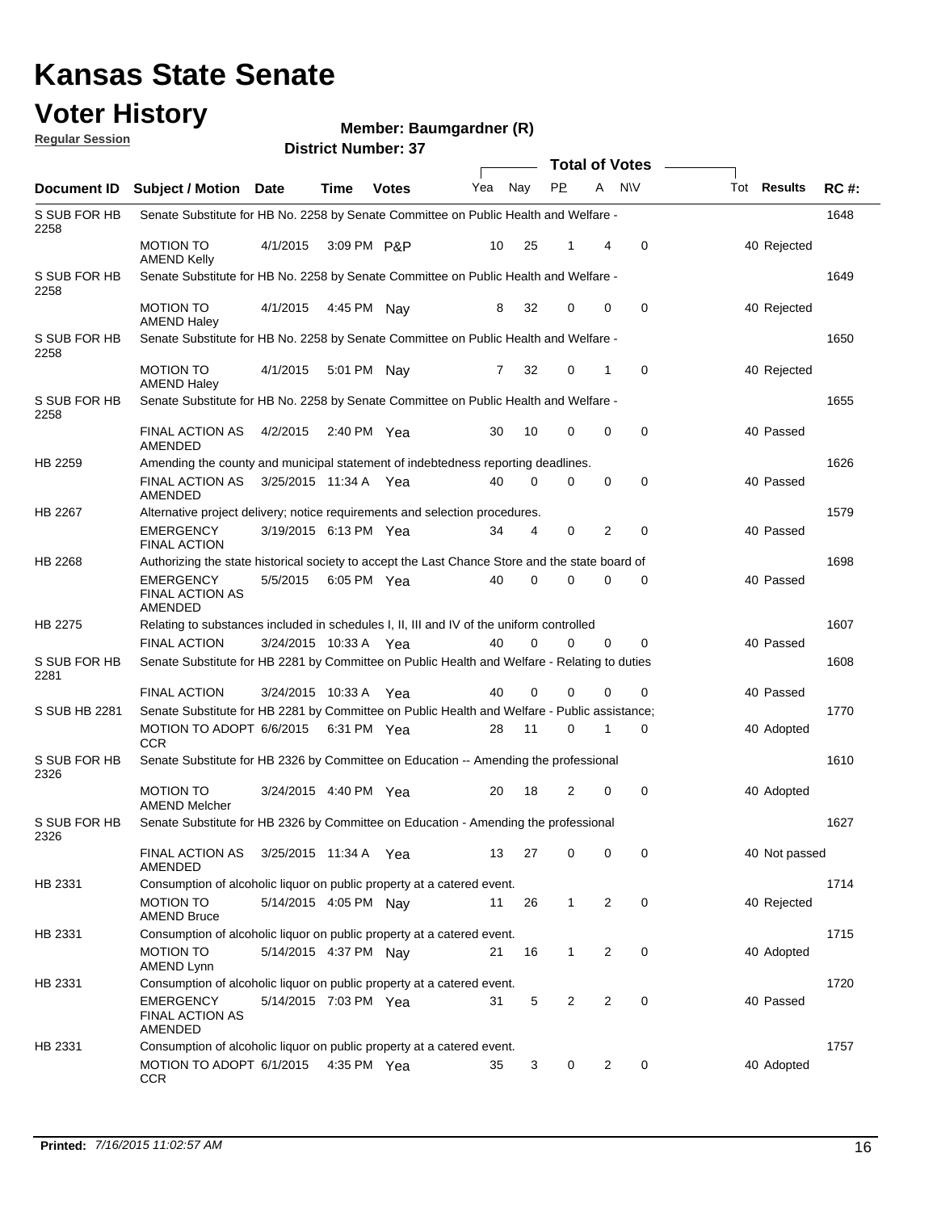# Kansas State Senate

# Voter History

**Regular Session**

**Member: Baumgardner (R)**

**District Number: 37**

| Document ID | Subject / Motion | Date | Time | Votes | Yea | Nay | PP | A | N\V | Tot | Results | RC #: |
|---|---|---|---|---|---|---|---|---|---|---|---|---|
| S SUB FOR HB 2258 | Senate Substitute for HB No. 2258 by Senate Committee on Public Health and Welfare - | | | | | | | | | | | 1648 |
| | MOTION TO AMEND Kelly | 4/1/2015 | 3:09 PM | P&P | 10 | 25 | 1 | 4 | 0 | 40 | Rejected | |
| S SUB FOR HB 2258 | Senate Substitute for HB No. 2258 by Senate Committee on Public Health and Welfare - | | | | | | | | | | | 1649 |
| | MOTION TO AMEND Haley | 4/1/2015 | 4:45 PM | Nay | 8 | 32 | 0 | 0 | 0 | 40 | Rejected | |
| S SUB FOR HB 2258 | Senate Substitute for HB No. 2258 by Senate Committee on Public Health and Welfare - | | | | | | | | | | | 1650 |
| | MOTION TO AMEND Haley | 4/1/2015 | 5:01 PM | Nay | 7 | 32 | 0 | 1 | 0 | 40 | Rejected | |
| S SUB FOR HB 2258 | Senate Substitute for HB No. 2258 by Senate Committee on Public Health and Welfare - | | | | | | | | | | | 1655 |
| | FINAL ACTION AS AMENDED | 4/2/2015 | 2:40 PM | Yea | 30 | 10 | 0 | 0 | 0 | 40 | Passed | |
| HB 2259 | Amending the county and municipal statement of indebtedness reporting deadlines. | | | | | | | | | | | 1626 |
| | FINAL ACTION AS AMENDED | 3/25/2015 | 11:34 A | Yea | 40 | 0 | 0 | 0 | 0 | 40 | Passed | |
| HB 2267 | Alternative project delivery; notice requirements and selection procedures. | | | | | | | | | | | 1579 |
| | EMERGENCY FINAL ACTION | 3/19/2015 | 6:13 PM | Yea | 34 | 4 | 0 | 2 | 0 | 40 | Passed | |
| HB 2268 | Authorizing the state historical society to accept the Last Chance Store and the state board of | | | | | | | | | | | 1698 |
| | EMERGENCY FINAL ACTION AS AMENDED | 5/5/2015 | 6:05 PM | Yea | 40 | 0 | 0 | 0 | 0 | 40 | Passed | |
| HB 2275 | Relating to substances included in schedules I, II, III and IV of the uniform controlled | | | | | | | | | | | 1607 |
| | FINAL ACTION | 3/24/2015 | 10:33 A | Yea | 40 | 0 | 0 | 0 | 0 | 40 | Passed | |
| S SUB FOR HB 2281 | Senate Substitute for HB 2281 by Committee on Public Health and Welfare - Relating to duties | | | | | | | | | | | 1608 |
| | FINAL ACTION | 3/24/2015 | 10:33 A | Yea | 40 | 0 | 0 | 0 | 0 | 40 | Passed | |
| S SUB HB 2281 | Senate Substitute for HB 2281 by Committee on Public Health and Welfare - Public assistance; | | | | | | | | | | | 1770 |
| | MOTION TO ADOPT CCR | 6/6/2015 | 6:31 PM | Yea | 28 | 11 | 0 | 1 | 0 | 40 | Adopted | |
| S SUB FOR HB 2326 | Senate Substitute for HB 2326 by Committee on Education -- Amending the professional | | | | | | | | | | | 1610 |
| | MOTION TO AMEND Melcher | 3/24/2015 | 4:40 PM | Yea | 20 | 18 | 2 | 0 | 0 | 40 | Adopted | |
| S SUB FOR HB 2326 | Senate Substitute for HB 2326 by Committee on Education - Amending the professional | | | | | | | | | | | 1627 |
| | FINAL ACTION AS AMENDED | 3/25/2015 | 11:34 A | Yea | 13 | 27 | 0 | 0 | 0 | 40 | Not passed | |
| HB 2331 | Consumption of alcoholic liquor on public property at a catered event. | | | | | | | | | | | 1714 |
| | MOTION TO AMEND Bruce | 5/14/2015 | 4:05 PM | Nay | 11 | 26 | 1 | 2 | 0 | 40 | Rejected | |
| HB 2331 | Consumption of alcoholic liquor on public property at a catered event. | | | | | | | | | | | 1715 |
| | MOTION TO AMEND Lynn | 5/14/2015 | 4:37 PM | Nay | 21 | 16 | 1 | 2 | 0 | 40 | Adopted | |
| HB 2331 | Consumption of alcoholic liquor on public property at a catered event. | | | | | | | | | | | 1720 |
| | EMERGENCY FINAL ACTION AS AMENDED | 5/14/2015 | 7:03 PM | Yea | 31 | 5 | 2 | 2 | 0 | 40 | Passed | |
| HB 2331 | Consumption of alcoholic liquor on public property at a catered event. | | | | | | | | | | | 1757 |
| | MOTION TO ADOPT CCR | 6/1/2015 | 4:35 PM | Yea | 35 | 3 | 0 | 2 | 0 | 40 | Adopted | |

**Printed:** *7/16/2015 11:02:57 AM*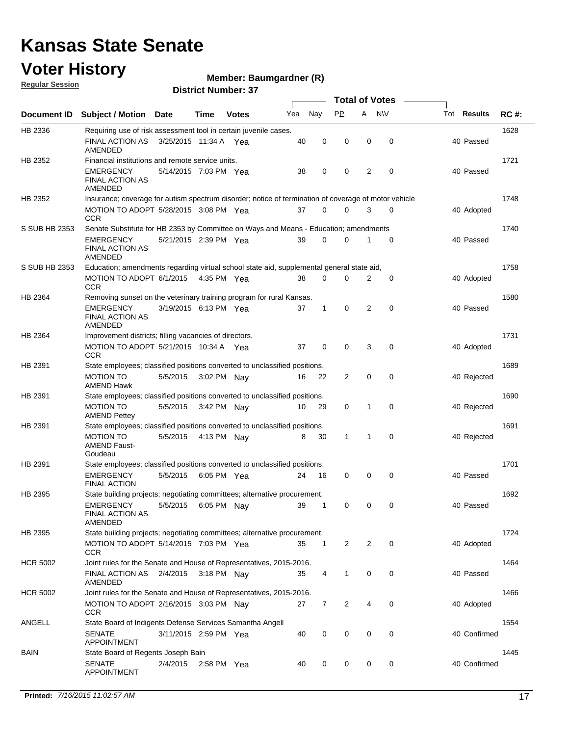# Kansas State Senate

## Voter History

**Regular Session**

**Member: Baumgardner (R)**

**District Number: 37**

| Document ID | Subject / Motion | Date | Time | Votes | Yea | Nay | PP | A | N\V | Tot | Results | RC #: |
|---|---|---|---|---|---|---|---|---|---|---|---|---|
| HB 2336 | Requiring use of risk assessment tool in certain juvenile cases. | | | | | | | | | | | 1628 |
| | FINAL ACTION AS AMENDED | 3/25/2015 | 11:34 A | Yea | 40 | 0 | 0 | 0 | 0 | 40 | Passed | |
| HB 2352 | Financial institutions and remote service units. | | | | | | | | | | | 1721 |
| | EMERGENCY FINAL ACTION AS AMENDED | 5/14/2015 | 7:03 PM | Yea | 38 | 0 | 0 | 2 | 0 | 40 | Passed | |
| HB 2352 | Insurance; coverage for autism spectrum disorder; notice of termination of coverage of motor vehicle | | | | | | | | | | | 1748 |
| | MOTION TO ADOPT CCR | 5/28/2015 | 3:08 PM | Yea | 37 | 0 | 0 | 3 | 0 | 40 | Adopted | |
| S SUB HB 2353 | Senate Substitute for HB 2353 by Committee on Ways and Means - Education; amendments | | | | | | | | | | | 1740 |
| | EMERGENCY FINAL ACTION AS AMENDED | 5/21/2015 | 2:39 PM | Yea | 39 | 0 | 0 | 1 | 0 | 40 | Passed | |
| S SUB HB 2353 | Education; amendments regarding virtual school state aid, supplemental general state aid, | | | | | | | | | | | 1758 |
| | MOTION TO ADOPT CCR | 6/1/2015 | 4:35 PM | Yea | 38 | 0 | 0 | 2 | 0 | 40 | Adopted | |
| HB 2364 | Removing sunset on the veterinary training program for rural Kansas. | | | | | | | | | | | 1580 |
| | EMERGENCY FINAL ACTION AS AMENDED | 3/19/2015 | 6:13 PM | Yea | 37 | 1 | 0 | 2 | 0 | 40 | Passed | |
| HB 2364 | Improvement districts; filling vacancies of directors. | | | | | | | | | | | 1731 |
| | MOTION TO ADOPT CCR | 5/21/2015 | 10:34 A | Yea | 37 | 0 | 0 | 3 | 0 | 40 | Adopted | |
| HB 2391 | State employees; classified positions converted to unclassified positions. | | | | | | | | | | | 1689 |
| | MOTION TO AMEND Hawk | 5/5/2015 | 3:02 PM | Nay | 16 | 22 | 2 | 0 | 0 | 40 | Rejected | |
| HB 2391 | State employees; classified positions converted to unclassified positions. | | | | | | | | | | | 1690 |
| | MOTION TO AMEND Pettey | 5/5/2015 | 3:42 PM | Nay | 10 | 29 | 0 | 1 | 0 | 40 | Rejected | |
| HB 2391 | State employees; classified positions converted to unclassified positions. | | | | | | | | | | | 1691 |
| | MOTION TO AMEND Faust-Goudeau | 5/5/2015 | 4:13 PM | Nay | 8 | 30 | 1 | 1 | 0 | 40 | Rejected | |
| HB 2391 | State employees; classified positions converted to unclassified positions. | | | | | | | | | | | 1701 |
| | EMERGENCY FINAL ACTION | 5/5/2015 | 6:05 PM | Yea | 24 | 16 | 0 | 0 | 0 | 40 | Passed | |
| HB 2395 | State building projects; negotiating committees; alternative procurement. | | | | | | | | | | | 1692 |
| | EMERGENCY FINAL ACTION AS AMENDED | 5/5/2015 | 6:05 PM | Nay | 39 | 1 | 0 | 0 | 0 | 40 | Passed | |
| HB 2395 | State building projects; negotiating committees; alternative procurement. | | | | | | | | | | | 1724 |
| | MOTION TO ADOPT CCR | 5/14/2015 | 7:03 PM | Yea | 35 | 1 | 2 | 2 | 0 | 40 | Adopted | |
| HCR 5002 | Joint rules for the Senate and House of Representatives, 2015-2016. | | | | | | | | | | | 1464 |
| | FINAL ACTION AS AMENDED | 2/4/2015 | 3:18 PM | Nay | 35 | 4 | 1 | 0 | 0 | 40 | Passed | |
| HCR 5002 | Joint rules for the Senate and House of Representatives, 2015-2016. | | | | | | | | | | | 1466 |
| | MOTION TO ADOPT CCR | 2/16/2015 | 3:03 PM | Nay | 27 | 7 | 2 | 4 | 0 | 40 | Adopted | |
| ANGELL | State Board of Indigents Defense Services Samantha Angell | | | | | | | | | | | 1554 |
| | SENATE APPOINTMENT | 3/11/2015 | 2:59 PM | Yea | 40 | 0 | 0 | 0 | 0 | 40 | Confirmed | |
| BAIN | State Board of Regents Joseph Bain | | | | | | | | | | | 1445 |
| | SENATE APPOINTMENT | 2/4/2015 | 2:58 PM | Yea | 40 | 0 | 0 | 0 | 0 | 40 | Confirmed | |

**Printed:** *7/16/2015 11:02:57 AM*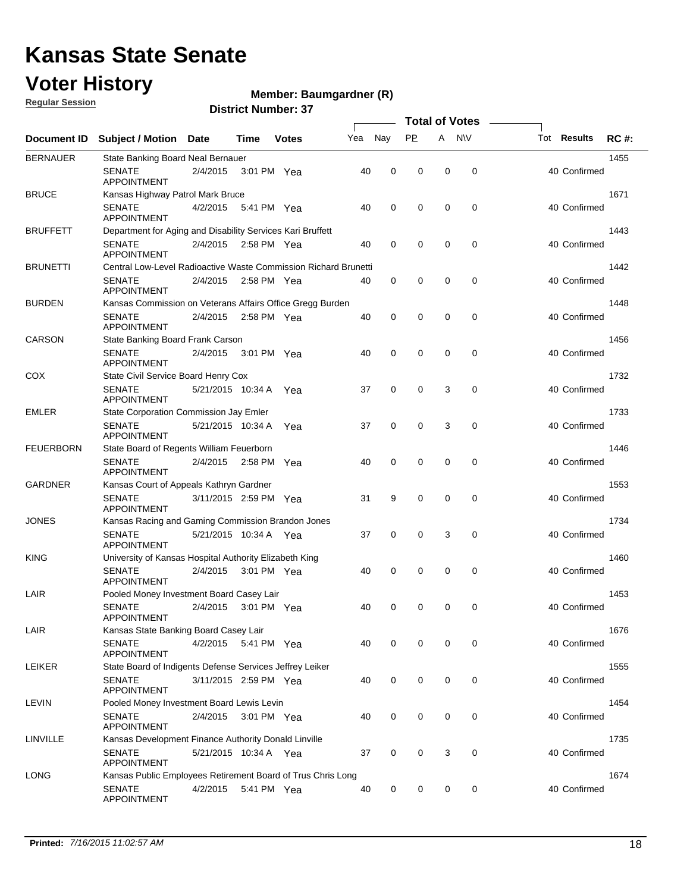# Kansas State Senate

## Voter History

**Regular Session**

**Member: Baumgardner (R)**

**District Number: 37**

| Document ID | Subject / Motion | Date | Time | Votes | Yea | Nay | PP | A | N\V | Tot | Results | RC #: |
|---|---|---|---|---|---|---|---|---|---|---|---|---|
| BERNAUER | State Banking Board Neal Bernauer | | | | | | | | | | | 1455 |
| | SENATE APPOINTMENT | 2/4/2015 | 3:01 PM | Yea | 40 | 0 | 0 | 0 | 0 | 40 | Confirmed | |
| BRUCE | Kansas Highway Patrol Mark Bruce | | | | | | | | | | | 1671 |
| | SENATE APPOINTMENT | 4/2/2015 | 5:41 PM | Yea | 40 | 0 | 0 | 0 | 0 | 40 | Confirmed | |
| BRUFFETT | Department for Aging and Disability Services Kari Bruffett | | | | | | | | | | | 1443 |
| | SENATE APPOINTMENT | 2/4/2015 | 2:58 PM | Yea | 40 | 0 | 0 | 0 | 0 | 40 | Confirmed | |
| BRUNETTI | Central Low-Level Radioactive Waste Commission Richard Brunetti | | | | | | | | | | | 1442 |
| | SENATE APPOINTMENT | 2/4/2015 | 2:58 PM | Yea | 40 | 0 | 0 | 0 | 0 | 40 | Confirmed | |
| BURDEN | Kansas Commission on Veterans Affairs Office Gregg Burden | | | | | | | | | | | 1448 |
| | SENATE APPOINTMENT | 2/4/2015 | 2:58 PM | Yea | 40 | 0 | 0 | 0 | 0 | 40 | Confirmed | |
| CARSON | State Banking Board Frank Carson | | | | | | | | | | | 1456 |
| | SENATE APPOINTMENT | 2/4/2015 | 3:01 PM | Yea | 40 | 0 | 0 | 0 | 0 | 40 | Confirmed | |
| COX | State Civil Service Board Henry Cox | | | | | | | | | | | 1732 |
| | SENATE APPOINTMENT | 5/21/2015 | 10:34 A | Yea | 37 | 0 | 0 | 3 | 0 | 40 | Confirmed | |
| EMLER | State Corporation Commission Jay Emler | | | | | | | | | | | 1733 |
| | SENATE APPOINTMENT | 5/21/2015 | 10:34 A | Yea | 37 | 0 | 0 | 3 | 0 | 40 | Confirmed | |
| FEUERBORN | State Board of Regents William Feuerborn | | | | | | | | | | | 1446 |
| | SENATE APPOINTMENT | 2/4/2015 | 2:58 PM | Yea | 40 | 0 | 0 | 0 | 0 | 40 | Confirmed | |
| GARDNER | Kansas Court of Appeals Kathryn Gardner | | | | | | | | | | | 1553 |
| | SENATE APPOINTMENT | 3/11/2015 | 2:59 PM | Yea | 31 | 9 | 0 | 0 | 0 | 40 | Confirmed | |
| JONES | Kansas Racing and Gaming Commission Brandon Jones | | | | | | | | | | | 1734 |
| | SENATE APPOINTMENT | 5/21/2015 | 10:34 A | Yea | 37 | 0 | 0 | 3 | 0 | 40 | Confirmed | |
| KING | University of Kansas Hospital Authority Elizabeth King | | | | | | | | | | | 1460 |
| | SENATE APPOINTMENT | 2/4/2015 | 3:01 PM | Yea | 40 | 0 | 0 | 0 | 0 | 40 | Confirmed | |
| LAIR | Pooled Money Investment Board Casey Lair | | | | | | | | | | | 1453 |
| | SENATE APPOINTMENT | 2/4/2015 | 3:01 PM | Yea | 40 | 0 | 0 | 0 | 0 | 40 | Confirmed | |
| LAIR | Kansas State Banking Board Casey Lair | | | | | | | | | | | 1676 |
| | SENATE APPOINTMENT | 4/2/2015 | 5:41 PM | Yea | 40 | 0 | 0 | 0 | 0 | 40 | Confirmed | |
| LEIKER | State Board of Indigents Defense Services Jeffrey Leiker | | | | | | | | | | | 1555 |
| | SENATE APPOINTMENT | 3/11/2015 | 2:59 PM | Yea | 40 | 0 | 0 | 0 | 0 | 40 | Confirmed | |
| LEVIN | Pooled Money Investment Board Lewis Levin | | | | | | | | | | | 1454 |
| | SENATE APPOINTMENT | 2/4/2015 | 3:01 PM | Yea | 40 | 0 | 0 | 0 | 0 | 40 | Confirmed | |
| LINVILLE | Kansas Development Finance Authority Donald Linville | | | | | | | | | | | 1735 |
| | SENATE APPOINTMENT | 5/21/2015 | 10:34 A | Yea | 37 | 0 | 0 | 3 | 0 | 40 | Confirmed | |
| LONG | Kansas Public Employees Retirement Board of Trus Chris Long | | | | | | | | | | | 1674 |
| | SENATE APPOINTMENT | 4/2/2015 | 5:41 PM | Yea | 40 | 0 | 0 | 0 | 0 | 40 | Confirmed | |

**Printed:** *7/16/2015 11:02:57 AM*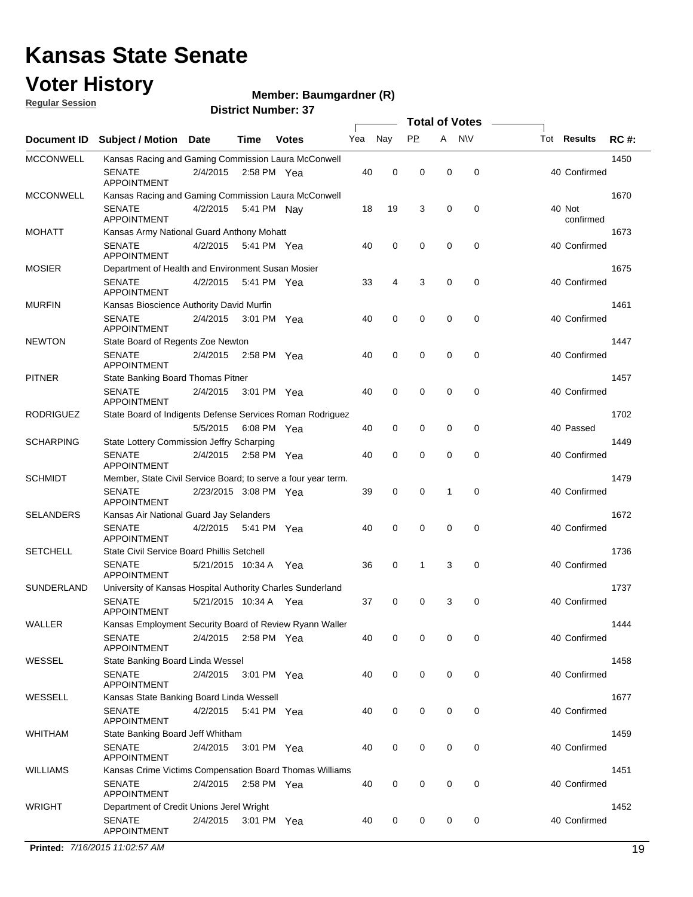# Kansas State Senate

## Voter History

**Regular Session**

**Member: Baumgardner (R)**

**District Number: 37**

| Document ID | Subject / Motion | Date | Time | Votes | Yea | Nay | PP | A | NV | Tot | Results | RC #: |
|---|---|---|---|---|---|---|---|---|---|---|---|---|
| MCCONWELL | Kansas Racing and Gaming Commission Laura McConwell | | | | | | | | | | | 1450 |
| | SENATE APPOINTMENT | 2/4/2015 | 2:58 PM | Yea | 40 | 0 | 0 | 0 | 0 | 40 | Confirmed | |
| MCCONWELL | Kansas Racing and Gaming Commission Laura McConwell | | | | | | | | | | | 1670 |
| | SENATE APPOINTMENT | 4/2/2015 | 5:41 PM | Nay | 18 | 19 | 3 | 0 | 0 | 40 | Not confirmed | |
| MOHATT | Kansas Army National Guard Anthony Mohatt | | | | | | | | | | | 1673 |
| | SENATE APPOINTMENT | 4/2/2015 | 5:41 PM | Yea | 40 | 0 | 0 | 0 | 0 | 40 | Confirmed | |
| MOSIER | Department of Health and Environment Susan Mosier | | | | | | | | | | | 1675 |
| | SENATE APPOINTMENT | 4/2/2015 | 5:41 PM | Yea | 33 | 4 | 3 | 0 | 0 | 40 | Confirmed | |
| MURFIN | Kansas Bioscience Authority David Murfin | | | | | | | | | | | 1461 |
| | SENATE APPOINTMENT | 2/4/2015 | 3:01 PM | Yea | 40 | 0 | 0 | 0 | 0 | 40 | Confirmed | |
| NEWTON | State Board of Regents Zoe Newton | | | | | | | | | | | 1447 |
| | SENATE APPOINTMENT | 2/4/2015 | 2:58 PM | Yea | 40 | 0 | 0 | 0 | 0 | 40 | Confirmed | |
| PITNER | State Banking Board Thomas Pitner | | | | | | | | | | | 1457 |
| | SENATE APPOINTMENT | 2/4/2015 | 3:01 PM | Yea | 40 | 0 | 0 | 0 | 0 | 40 | Confirmed | |
| RODRIGUEZ | State Board of Indigents Defense Services Roman Rodriguez | | | | | | | | | | | 1702 |
| | | 5/5/2015 | 6:08 PM | Yea | 40 | 0 | 0 | 0 | 0 | 40 | Passed | |
| SCHARPING | State Lottery Commission Jeffry Scharping | | | | | | | | | | | 1449 |
| | SENATE APPOINTMENT | 2/4/2015 | 2:58 PM | Yea | 40 | 0 | 0 | 0 | 0 | 40 | Confirmed | |
| SCHMIDT | Member, State Civil Service Board; to serve a four year term. | | | | | | | | | | | 1479 |
| | SENATE APPOINTMENT | 2/23/2015 | 3:08 PM | Yea | 39 | 0 | 0 | 1 | 0 | 40 | Confirmed | |
| SELANDERS | Kansas Air National Guard Jay Selanders | | | | | | | | | | | 1672 |
| | SENATE APPOINTMENT | 4/2/2015 | 5:41 PM | Yea | 40 | 0 | 0 | 0 | 0 | 40 | Confirmed | |
| SETCHELL | State Civil Service Board Phillis Setchell | | | | | | | | | | | 1736 |
| | SENATE APPOINTMENT | 5/21/2015 | 10:34 A | Yea | 36 | 0 | 1 | 3 | 0 | 40 | Confirmed | |
| SUNDERLAND | University of Kansas Hospital Authority Charles Sunderland | | | | | | | | | | | 1737 |
| | SENATE APPOINTMENT | 5/21/2015 | 10:34 A | Yea | 37 | 0 | 0 | 3 | 0 | 40 | Confirmed | |
| WALLER | Kansas Employment Security Board of Review Ryann Waller | | | | | | | | | | | 1444 |
| | SENATE APPOINTMENT | 2/4/2015 | 2:58 PM | Yea | 40 | 0 | 0 | 0 | 0 | 40 | Confirmed | |
| WESSEL | State Banking Board Linda Wessel | | | | | | | | | | | 1458 |
| | SENATE APPOINTMENT | 2/4/2015 | 3:01 PM | Yea | 40 | 0 | 0 | 0 | 0 | 40 | Confirmed | |
| WESSELL | Kansas State Banking Board Linda Wessell | | | | | | | | | | | 1677 |
| | SENATE APPOINTMENT | 4/2/2015 | 5:41 PM | Yea | 40 | 0 | 0 | 0 | 0 | 40 | Confirmed | |
| WHITHAM | State Banking Board Jeff Whitham | | | | | | | | | | | 1459 |
| | SENATE APPOINTMENT | 2/4/2015 | 3:01 PM | Yea | 40 | 0 | 0 | 0 | 0 | 40 | Confirmed | |
| WILLIAMS | Kansas Crime Victims Compensation Board Thomas Williams | | | | | | | | | | | 1451 |
| | SENATE APPOINTMENT | 2/4/2015 | 2:58 PM | Yea | 40 | 0 | 0 | 0 | 0 | 40 | Confirmed | |
| WRIGHT | Department of Credit Unions Jerel Wright | | | | | | | | | | | 1452 |
| | SENATE APPOINTMENT | 2/4/2015 | 3:01 PM | Yea | 40 | 0 | 0 | 0 | 0 | 40 | Confirmed | |

**Printed:** *7/16/2015 11:02:57 AM*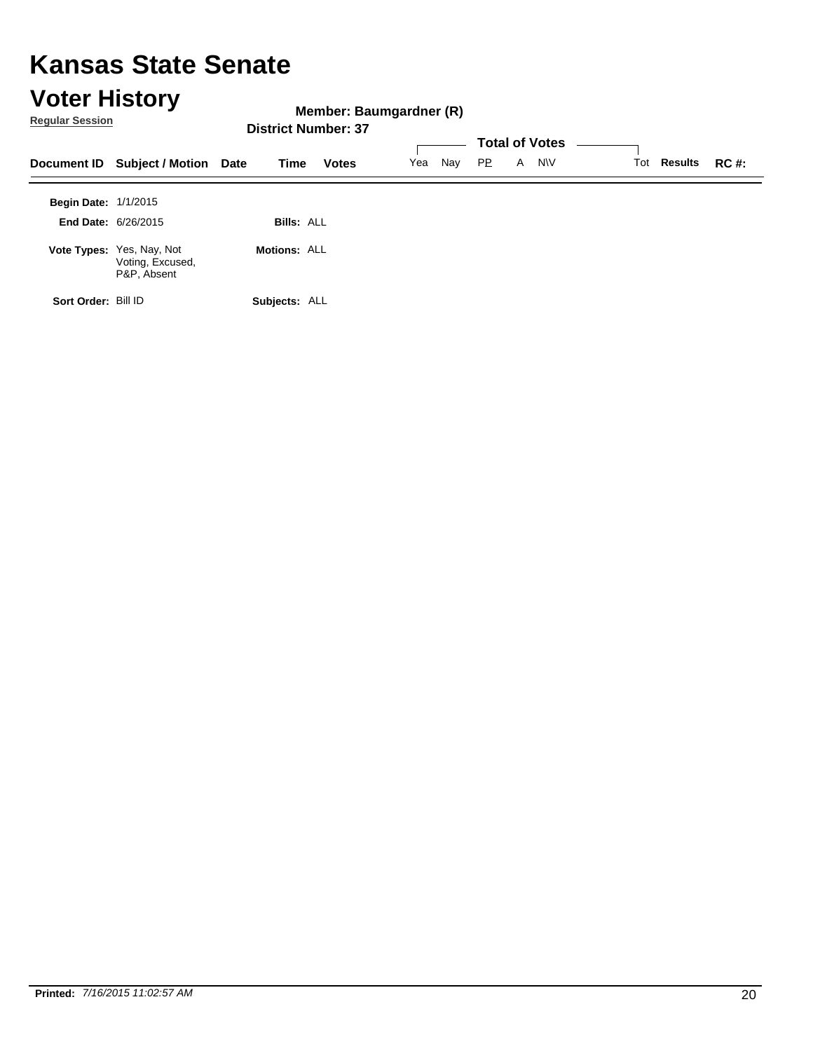# Kansas State Senate

## Voter History

**Regular Session**

**Member: Baumgardner (R)**

**District Number: 37**

| Document ID | Subject / Motion | Date | Time | Votes | Total of Votes | | | | | | Results | RC #: |
|---|---|---|---|---|---|---|---|---|---|---|---|---|
| | | | | | Yea | Nay | PP | A | N\V | Tot | | |

**Begin Date:** 1/1/2015

**End Date:** 6/26/2015

**Bills:** ALL

**Vote Types:** Yes, Nay, Not Voting, Excused, P&P, Absent

**Motions:** ALL

**Sort Order:** Bill ID

**Subjects:** ALL

**Printed:** *7/16/2015 11:02:57 AM*